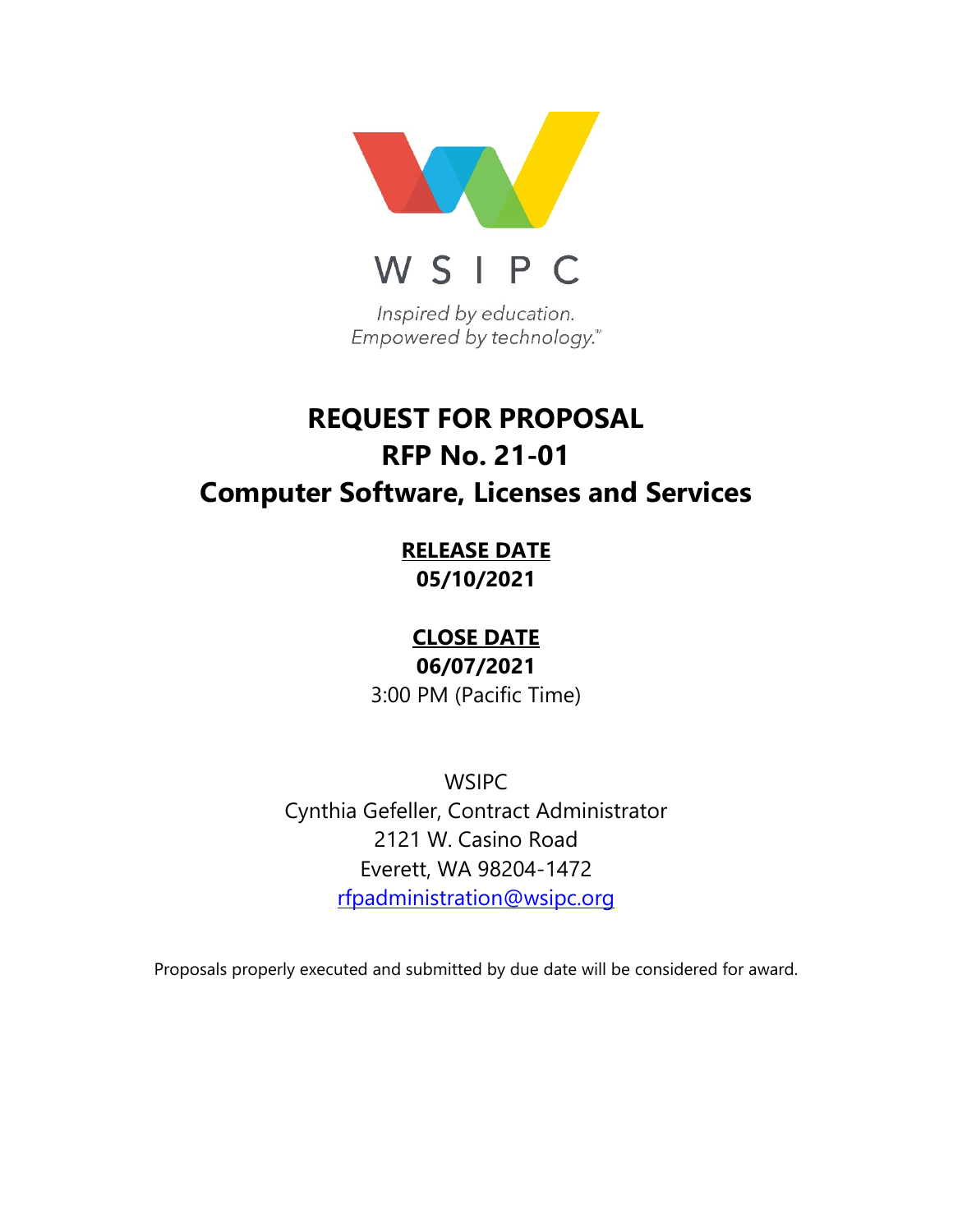WSIPC

*Inspired by education.*
*Empowered by technology.*™

# REQUEST FOR PROPOSAL
# RFP No. 21-01
# Computer Software, Licenses and Services

**RELEASE DATE**
**05/10/2021**

**CLOSE DATE**
**06/07/2021**
3:00 PM (Pacific Time)

WSIPC
Cynthia Gefeller, Contract Administrator
2121 W. Casino Road
Everett, WA 98204-1472
rfpadministration@wsipc.org

Proposals properly executed and submitted by due date will be considered for award.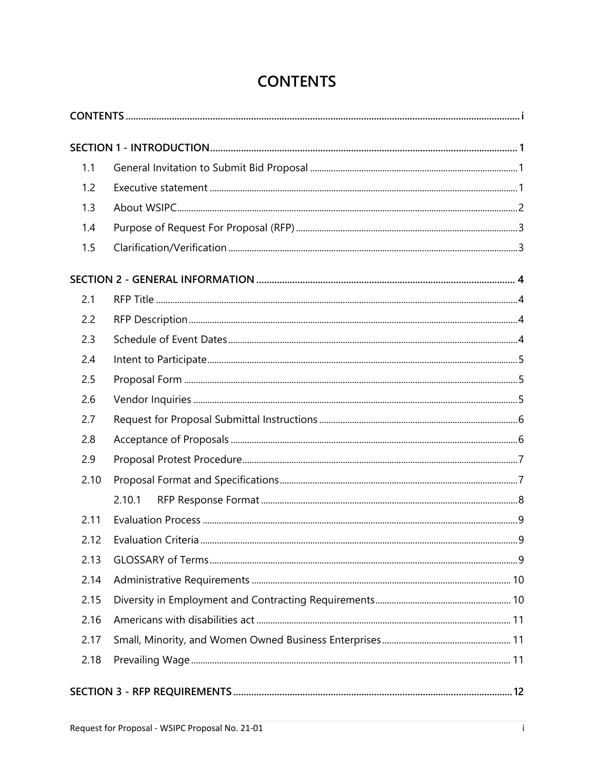# CONTENTS

**CONTENTS** ........ i

**SECTION 1 - INTRODUCTION** ........ 1

- 1.1 General Invitation to Submit Bid Proposal ........ 1
- 1.2 Executive statement ........ 1
- 1.3 About WSIPC ........ 2
- 1.4 Purpose of Request For Proposal (RFP) ........ 3
- 1.5 Clarification/Verification ........ 3

**SECTION 2 - GENERAL INFORMATION** ........ 4

- 2.1 RFP Title ........ 4
- 2.2 RFP Description ........ 4
- 2.3 Schedule of Event Dates ........ 4
- 2.4 Intent to Participate ........ 5
- 2.5 Proposal Form ........ 5
- 2.6 Vendor Inquiries ........ 5
- 2.7 Request for Proposal Submittal Instructions ........ 6
- 2.8 Acceptance of Proposals ........ 6
- 2.9 Proposal Protest Procedure ........ 7
- 2.10 Proposal Format and Specifications ........ 7
  - 2.10.1 RFP Response Format ........ 8
- 2.11 Evaluation Process ........ 9
- 2.12 Evaluation Criteria ........ 9
- 2.13 GLOSSARY of Terms ........ 9
- 2.14 Administrative Requirements ........ 10
- 2.15 Diversity in Employment and Contracting Requirements ........ 10
- 2.16 Americans with disabilities act ........ 11
- 2.17 Small, Minority, and Women Owned Business Enterprises ........ 11
- 2.18 Prevailing Wage ........ 11

**SECTION 3 - RFP REQUIREMENTS** ........ 12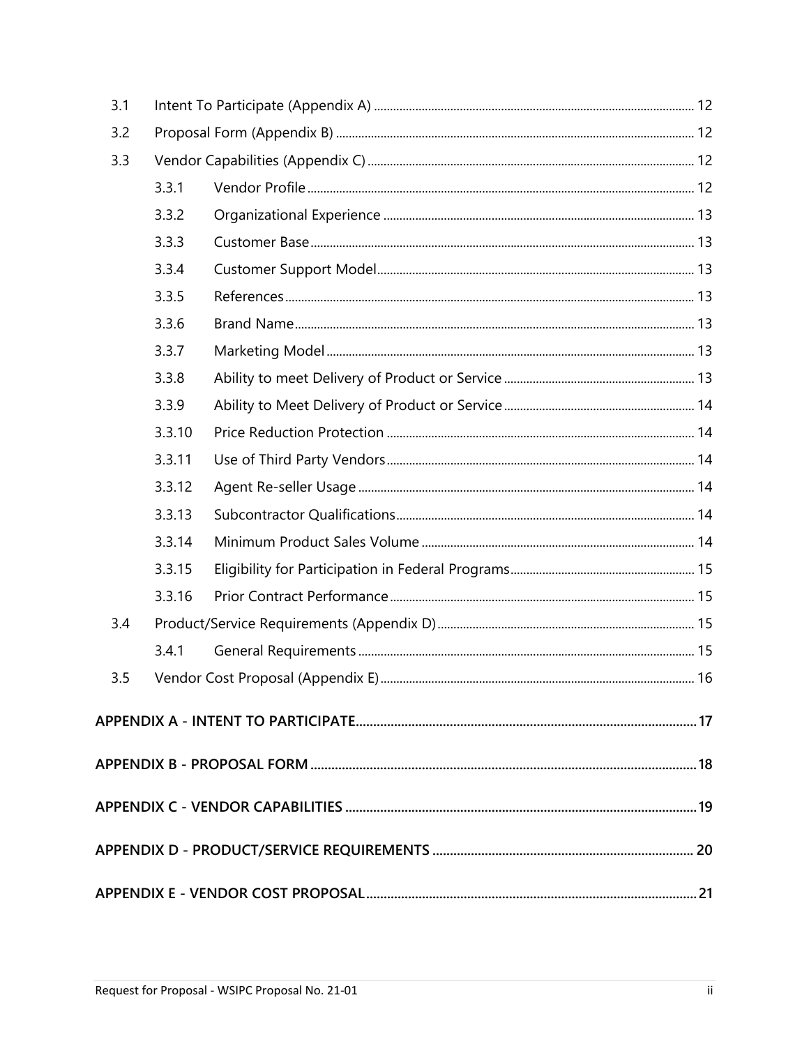3.1 Intent To Participate (Appendix A) ........ 12

3.2 Proposal Form (Appendix B) ........ 12

3.3 Vendor Capabilities (Appendix C) ........ 12

- 3.3.1 Vendor Profile ........ 12
- 3.3.2 Organizational Experience ........ 13
- 3.3.3 Customer Base ........ 13
- 3.3.4 Customer Support Model ........ 13
- 3.3.5 References ........ 13
- 3.3.6 Brand Name ........ 13
- 3.3.7 Marketing Model ........ 13
- 3.3.8 Ability to meet Delivery of Product or Service ........ 13
- 3.3.9 Ability to Meet Delivery of Product or Service ........ 14
- 3.3.10 Price Reduction Protection ........ 14
- 3.3.11 Use of Third Party Vendors ........ 14
- 3.3.12 Agent Re-seller Usage ........ 14
- 3.3.13 Subcontractor Qualifications ........ 14
- 3.3.14 Minimum Product Sales Volume ........ 14
- 3.3.15 Eligibility for Participation in Federal Programs ........ 15
- 3.3.16 Prior Contract Performance ........ 15

3.4 Product/Service Requirements (Appendix D) ........ 15

- 3.4.1 General Requirements ........ 15

3.5 Vendor Cost Proposal (Appendix E) ........ 16

**APPENDIX A - INTENT TO PARTICIPATE ........ 17**

**APPENDIX B - PROPOSAL FORM ........ 18**

**APPENDIX C - VENDOR CAPABILITIES ........ 19**

**APPENDIX D - PRODUCT/SERVICE REQUIREMENTS ........ 20**

**APPENDIX E - VENDOR COST PROPOSAL ........ 21**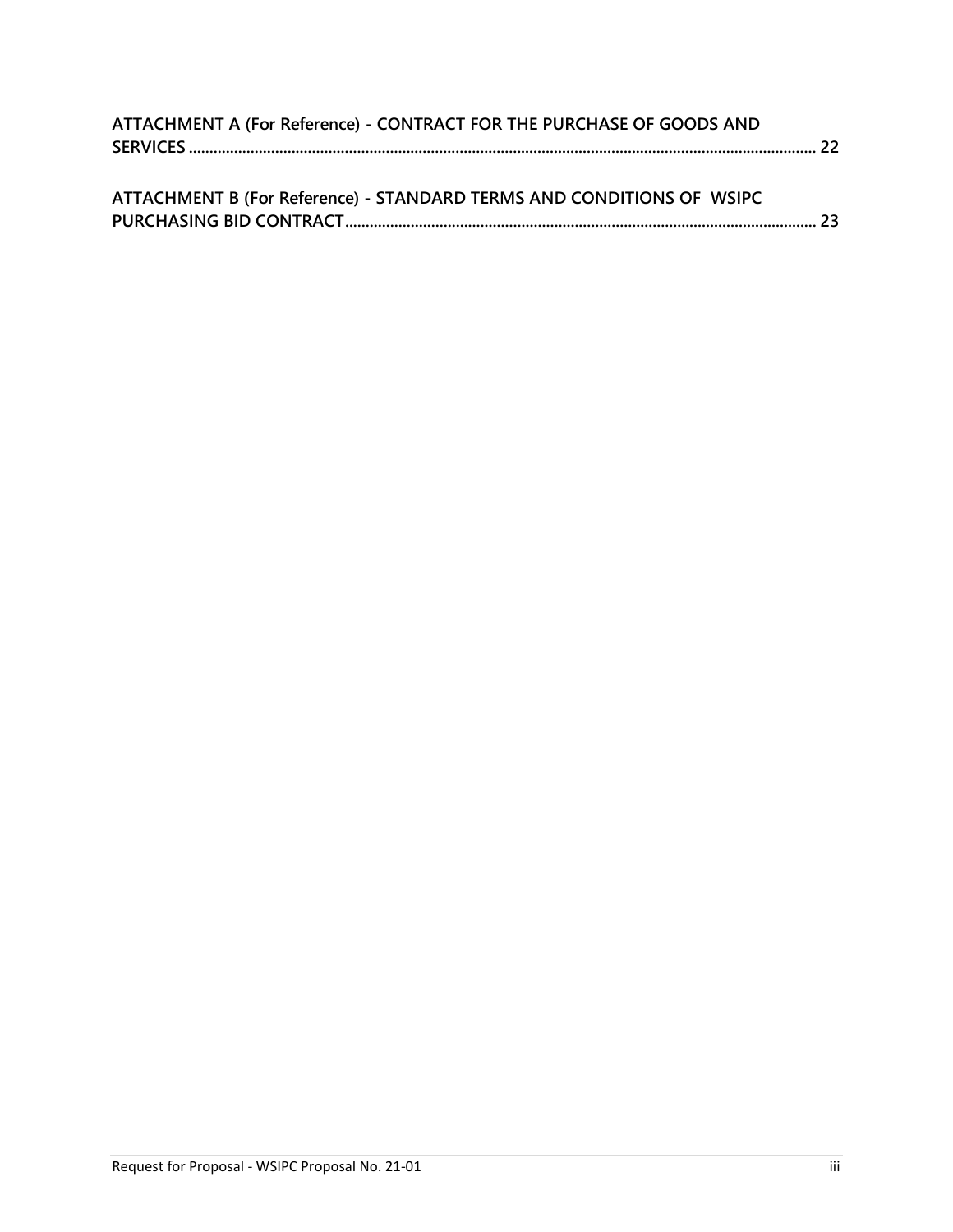**ATTACHMENT A (For Reference) - CONTRACT FOR THE PURCHASE OF GOODS AND SERVICES** ........................................................................................................................................... 22

**ATTACHMENT B (For Reference) - STANDARD TERMS AND CONDITIONS OF WSIPC PURCHASING BID CONTRACT** ............................................................................................................. 23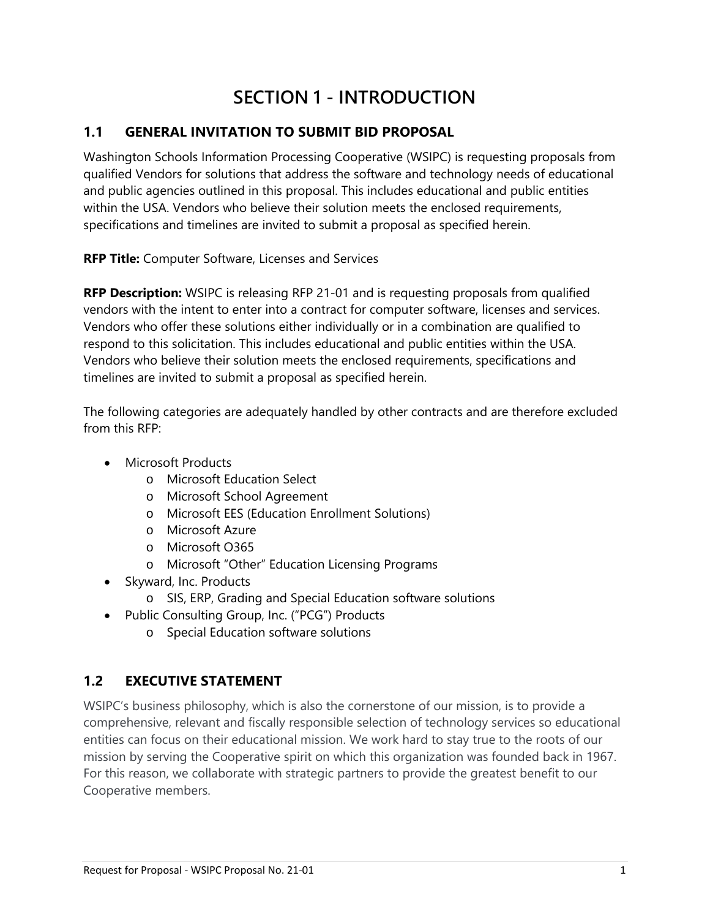# SECTION 1 - INTRODUCTION

## 1.1 GENERAL INVITATION TO SUBMIT BID PROPOSAL

Washington Schools Information Processing Cooperative (WSIPC) is requesting proposals from qualified Vendors for solutions that address the software and technology needs of educational and public agencies outlined in this proposal. This includes educational and public entities within the USA. Vendors who believe their solution meets the enclosed requirements, specifications and timelines are invited to submit a proposal as specified herein.

**RFP Title:** Computer Software, Licenses and Services

**RFP Description:** WSIPC is releasing RFP 21-01 and is requesting proposals from qualified vendors with the intent to enter into a contract for computer software, licenses and services. Vendors who offer these solutions either individually or in a combination are qualified to respond to this solicitation. This includes educational and public entities within the USA. Vendors who believe their solution meets the enclosed requirements, specifications and timelines are invited to submit a proposal as specified herein.

The following categories are adequately handled by other contracts and are therefore excluded from this RFP:

- Microsoft Products
  - Microsoft Education Select
  - Microsoft School Agreement
  - Microsoft EES (Education Enrollment Solutions)
  - Microsoft Azure
  - Microsoft O365
  - Microsoft "Other" Education Licensing Programs
- Skyward, Inc. Products
  - SIS, ERP, Grading and Special Education software solutions
- Public Consulting Group, Inc. ("PCG") Products
  - Special Education software solutions

## 1.2 EXECUTIVE STATEMENT

WSIPC's business philosophy, which is also the cornerstone of our mission, is to provide a comprehensive, relevant and fiscally responsible selection of technology services so educational entities can focus on their educational mission. We work hard to stay true to the roots of our mission by serving the Cooperative spirit on which this organization was founded back in 1967. For this reason, we collaborate with strategic partners to provide the greatest benefit to our Cooperative members.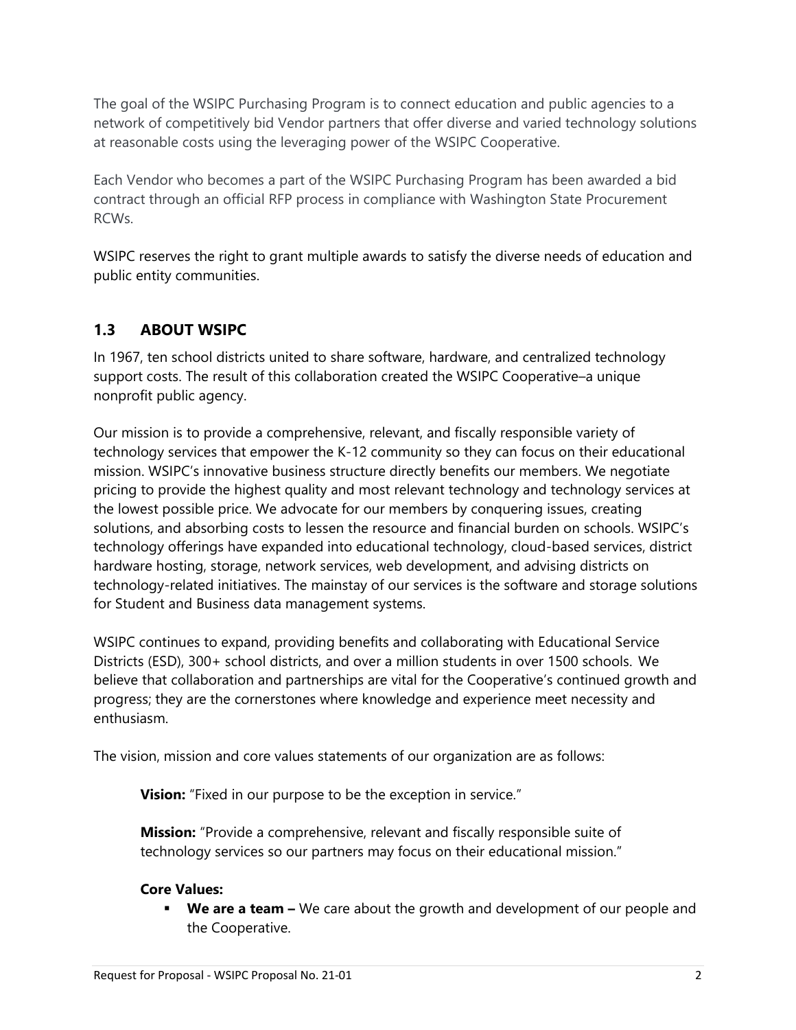The goal of the WSIPC Purchasing Program is to connect education and public agencies to a network of competitively bid Vendor partners that offer diverse and varied technology solutions at reasonable costs using the leveraging power of the WSIPC Cooperative.

Each Vendor who becomes a part of the WSIPC Purchasing Program has been awarded a bid contract through an official RFP process in compliance with Washington State Procurement RCWs.

WSIPC reserves the right to grant multiple awards to satisfy the diverse needs of education and public entity communities.

## 1.3 ABOUT WSIPC

In 1967, ten school districts united to share software, hardware, and centralized technology support costs. The result of this collaboration created the WSIPC Cooperative–a unique nonprofit public agency.

Our mission is to provide a comprehensive, relevant, and fiscally responsible variety of technology services that empower the K-12 community so they can focus on their educational mission. WSIPC's innovative business structure directly benefits our members. We negotiate pricing to provide the highest quality and most relevant technology and technology services at the lowest possible price. We advocate for our members by conquering issues, creating solutions, and absorbing costs to lessen the resource and financial burden on schools. WSIPC's technology offerings have expanded into educational technology, cloud-based services, district hardware hosting, storage, network services, web development, and advising districts on technology-related initiatives. The mainstay of our services is the software and storage solutions for Student and Business data management systems.

WSIPC continues to expand, providing benefits and collaborating with Educational Service Districts (ESD), 300+ school districts, and over a million students in over 1500 schools. We believe that collaboration and partnerships are vital for the Cooperative's continued growth and progress; they are the cornerstones where knowledge and experience meet necessity and enthusiasm.

The vision, mission and core values statements of our organization are as follows:

**Vision:** "Fixed in our purpose to be the exception in service."

**Mission:** "Provide a comprehensive, relevant and fiscally responsible suite of technology services so our partners may focus on their educational mission."

**Core Values:**

- **We are a team –** We care about the growth and development of our people and the Cooperative.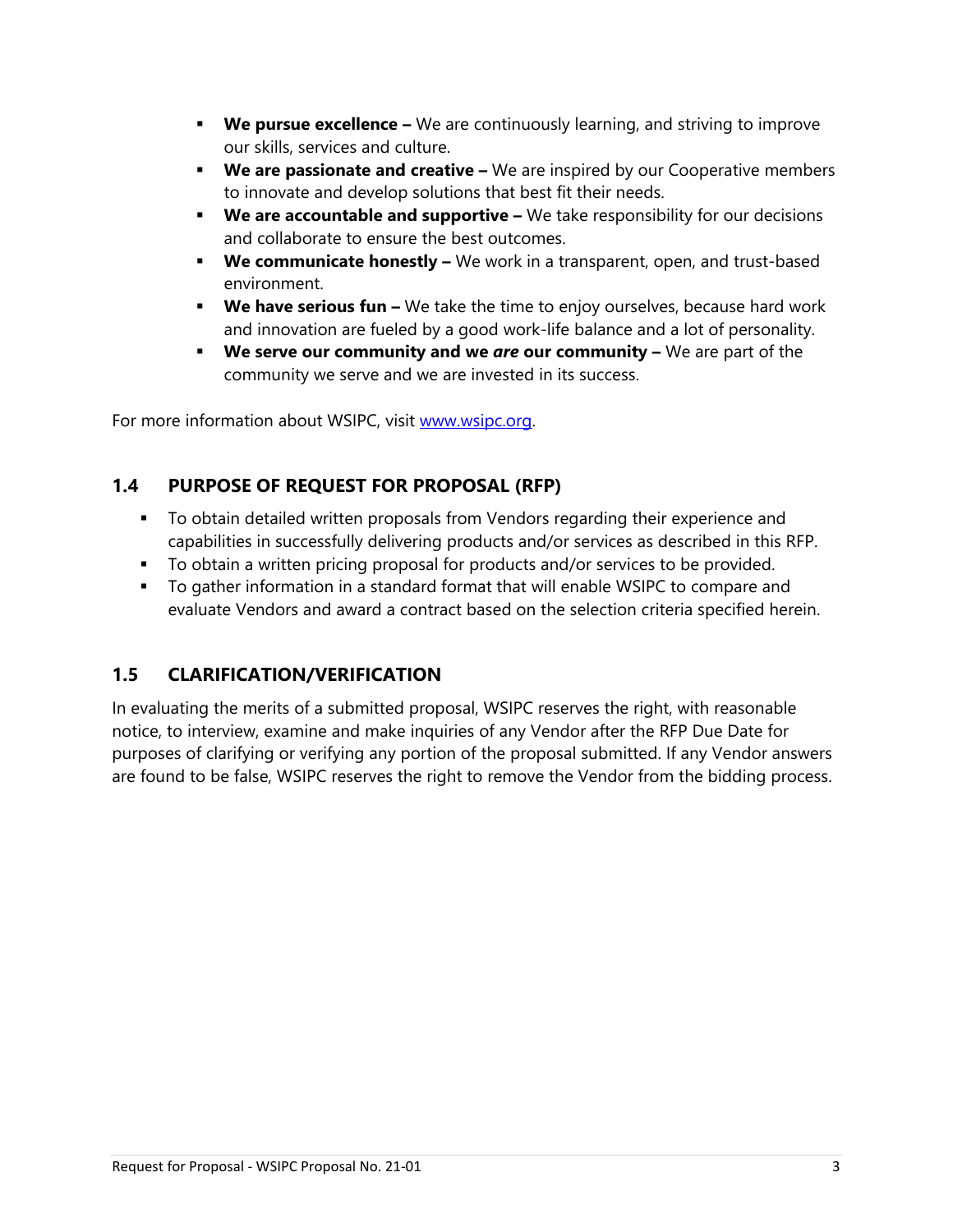- **We pursue excellence –** We are continuously learning, and striving to improve our skills, services and culture.
- **We are passionate and creative –** We are inspired by our Cooperative members to innovate and develop solutions that best fit their needs.
- **We are accountable and supportive –** We take responsibility for our decisions and collaborate to ensure the best outcomes.
- **We communicate honestly –** We work in a transparent, open, and trust-based environment.
- **We have serious fun –** We take the time to enjoy ourselves, because hard work and innovation are fueled by a good work-life balance and a lot of personality.
- **We serve our community and we *are* our community –** We are part of the community we serve and we are invested in its success.

For more information about WSIPC, visit [www.wsipc.org](http://www.wsipc.org).

## 1.4 PURPOSE OF REQUEST FOR PROPOSAL (RFP)

- To obtain detailed written proposals from Vendors regarding their experience and capabilities in successfully delivering products and/or services as described in this RFP.
- To obtain a written pricing proposal for products and/or services to be provided.
- To gather information in a standard format that will enable WSIPC to compare and evaluate Vendors and award a contract based on the selection criteria specified herein.

## 1.5 CLARIFICATION/VERIFICATION

In evaluating the merits of a submitted proposal, WSIPC reserves the right, with reasonable notice, to interview, examine and make inquiries of any Vendor after the RFP Due Date for purposes of clarifying or verifying any portion of the proposal submitted. If any Vendor answers are found to be false, WSIPC reserves the right to remove the Vendor from the bidding process.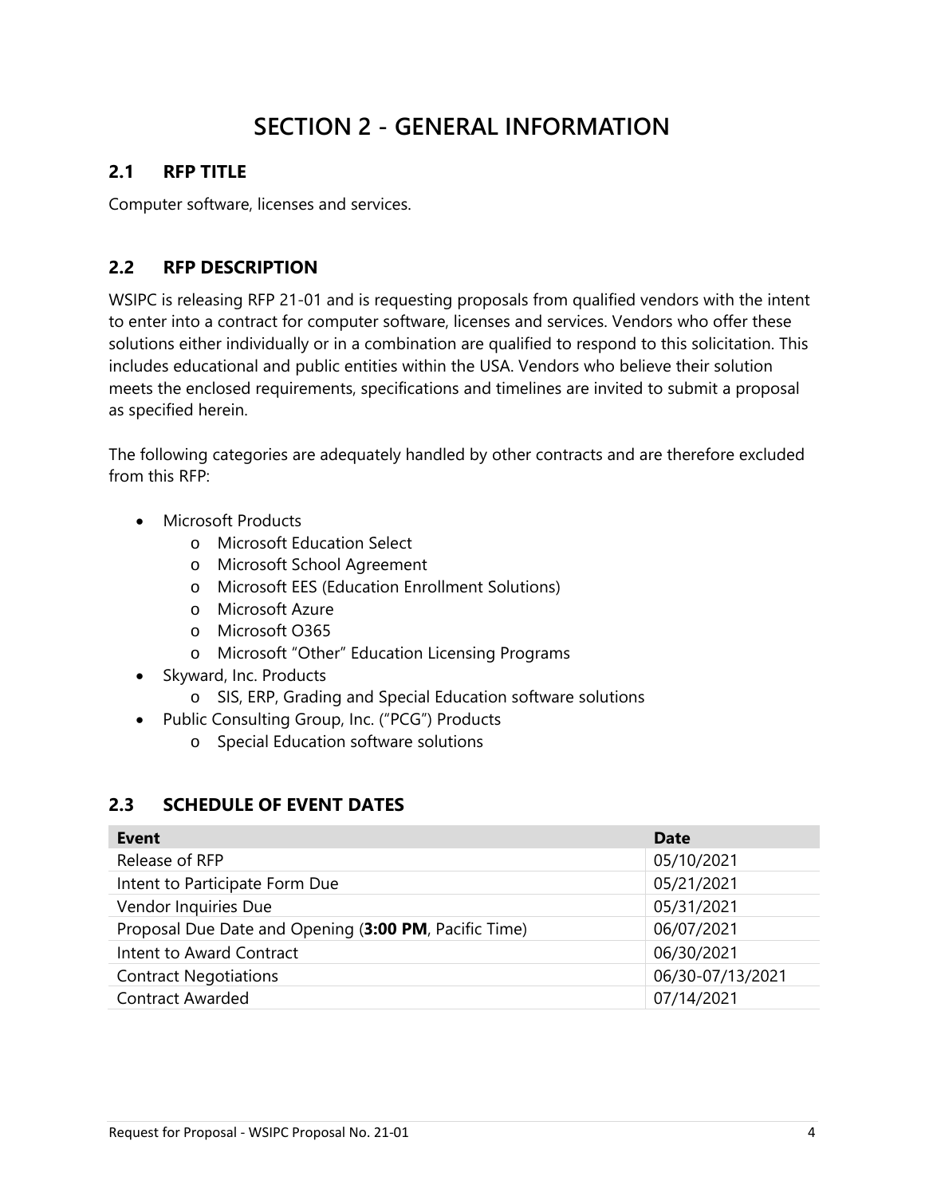# SECTION 2 - GENERAL INFORMATION

## 2.1 RFP TITLE

Computer software, licenses and services.

## 2.2 RFP DESCRIPTION

WSIPC is releasing RFP 21-01 and is requesting proposals from qualified vendors with the intent to enter into a contract for computer software, licenses and services. Vendors who offer these solutions either individually or in a combination are qualified to respond to this solicitation. This includes educational and public entities within the USA. Vendors who believe their solution meets the enclosed requirements, specifications and timelines are invited to submit a proposal as specified herein.

The following categories are adequately handled by other contracts and are therefore excluded from this RFP:

- Microsoft Products
  - Microsoft Education Select
  - Microsoft School Agreement
  - Microsoft EES (Education Enrollment Solutions)
  - Microsoft Azure
  - Microsoft O365
  - Microsoft "Other" Education Licensing Programs
- Skyward, Inc. Products
  - SIS, ERP, Grading and Special Education software solutions
- Public Consulting Group, Inc. ("PCG") Products
  - Special Education software solutions

## 2.3 SCHEDULE OF EVENT DATES

| Event | Date |
|---|---|
| Release of RFP | 05/10/2021 |
| Intent to Participate Form Due | 05/21/2021 |
| Vendor Inquiries Due | 05/31/2021 |
| Proposal Due Date and Opening (**3:00 PM**, Pacific Time) | 06/07/2021 |
| Intent to Award Contract | 06/30/2021 |
| Contract Negotiations | 06/30-07/13/2021 |
| Contract Awarded | 07/14/2021 |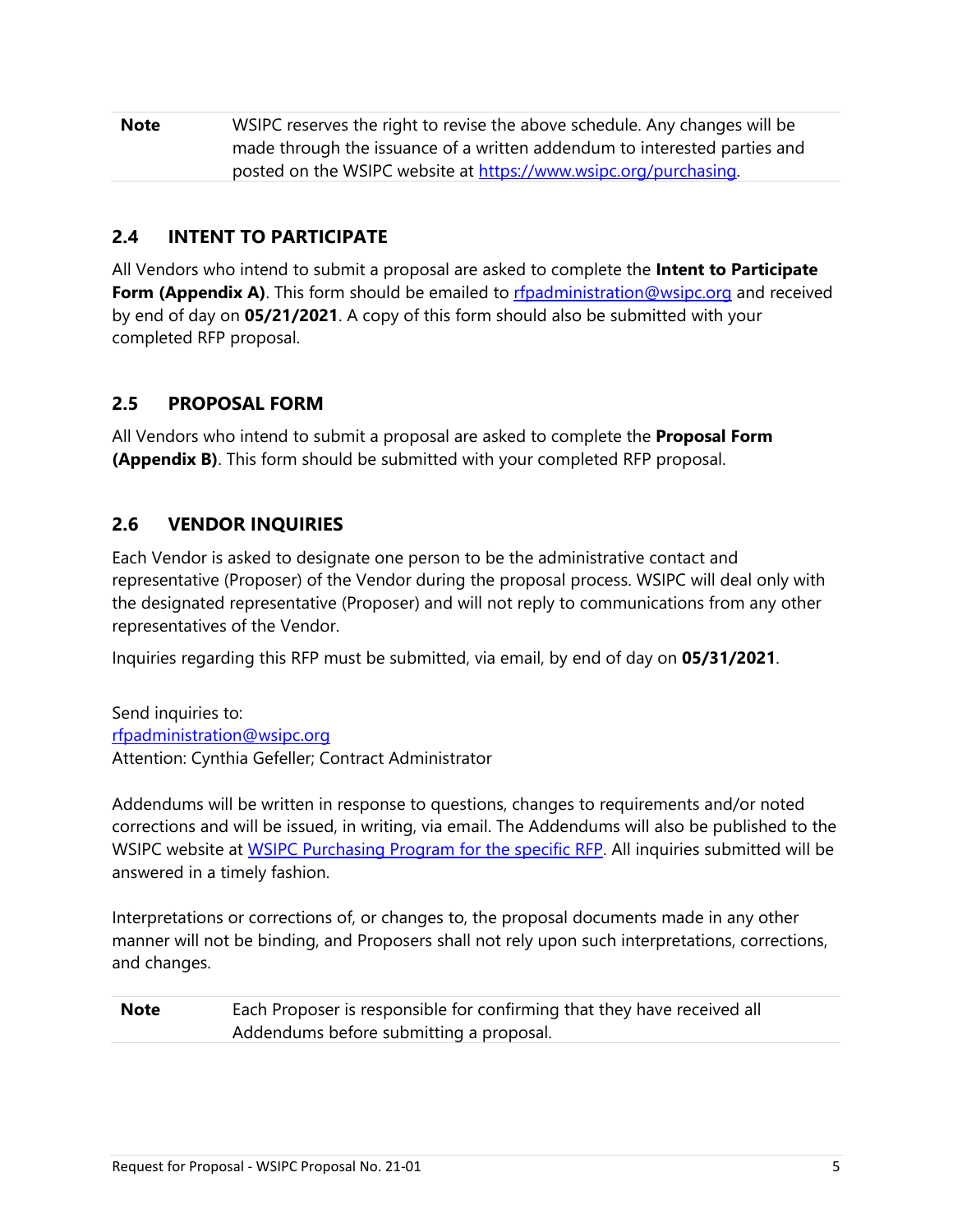| **Note** | WSIPC reserves the right to revise the above schedule. Any changes will be made through the issuance of a written addendum to interested parties and posted on the WSIPC website at [https://www.wsipc.org/purchasing](https://www.wsipc.org/purchasing). |
|---|---|

## 2.4 INTENT TO PARTICIPATE

All Vendors who intend to submit a proposal are asked to complete the **Intent to Participate Form (Appendix A)**. This form should be emailed to [rfpadministration@wsipc.org](mailto:rfpadministration@wsipc.org) and received by end of day on **05/21/2021**. A copy of this form should also be submitted with your completed RFP proposal.

## 2.5 PROPOSAL FORM

All Vendors who intend to submit a proposal are asked to complete the **Proposal Form (Appendix B)**. This form should be submitted with your completed RFP proposal.

## 2.6 VENDOR INQUIRIES

Each Vendor is asked to designate one person to be the administrative contact and representative (Proposer) of the Vendor during the proposal process. WSIPC will deal only with the designated representative (Proposer) and will not reply to communications from any other representatives of the Vendor.

Inquiries regarding this RFP must be submitted, via email, by end of day on **05/31/2021**.

Send inquiries to:
[rfpadministration@wsipc.org](mailto:rfpadministration@wsipc.org)
Attention: Cynthia Gefeller; Contract Administrator

Addendums will be written in response to questions, changes to requirements and/or noted corrections and will be issued, in writing, via email. The Addendums will also be published to the WSIPC website at WSIPC Purchasing Program for the specific RFP. All inquiries submitted will be answered in a timely fashion.

Interpretations or corrections of, or changes to, the proposal documents made in any other manner will not be binding, and Proposers shall not rely upon such interpretations, corrections, and changes.

| **Note** | Each Proposer is responsible for confirming that they have received all Addendums before submitting a proposal. |
|---|---|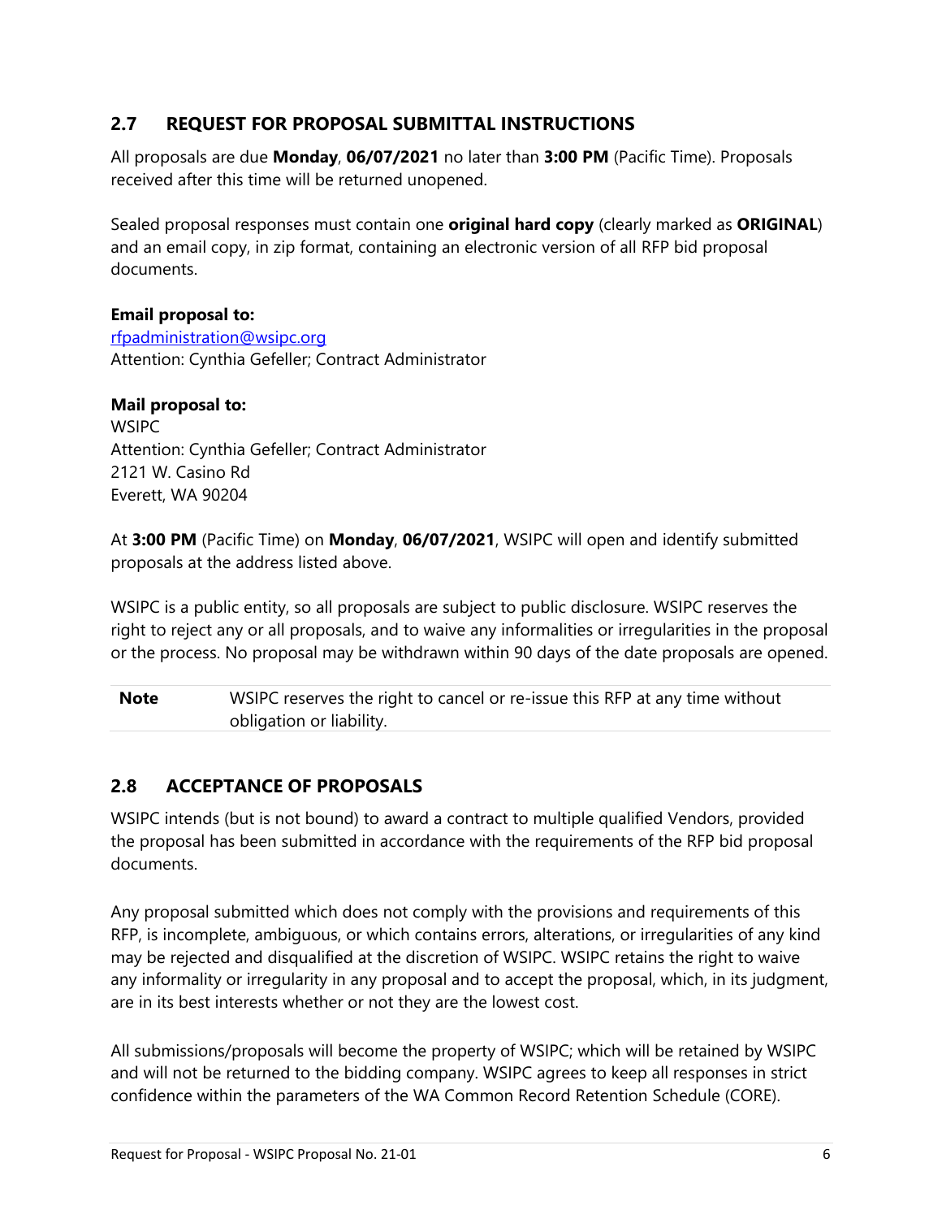## 2.7 REQUEST FOR PROPOSAL SUBMITTAL INSTRUCTIONS

All proposals are due **Monday**, **06/07/2021** no later than **3:00 PM** (Pacific Time). Proposals received after this time will be returned unopened.

Sealed proposal responses must contain one **original hard copy** (clearly marked as **ORIGINAL**) and an email copy, in zip format, containing an electronic version of all RFP bid proposal documents.

**Email proposal to:**
rfpadministration@wsipc.org
Attention: Cynthia Gefeller; Contract Administrator

**Mail proposal to:**
WSIPC
Attention: Cynthia Gefeller; Contract Administrator
2121 W. Casino Rd
Everett, WA 90204

At **3:00 PM** (Pacific Time) on **Monday**, **06/07/2021**, WSIPC will open and identify submitted proposals at the address listed above.

WSIPC is a public entity, so all proposals are subject to public disclosure. WSIPC reserves the right to reject any or all proposals, and to waive any informalities or irregularities in the proposal or the process. No proposal may be withdrawn within 90 days of the date proposals are opened.

| **Note** | WSIPC reserves the right to cancel or re-issue this RFP at any time without obligation or liability. |
|---|---|

## 2.8 ACCEPTANCE OF PROPOSALS

WSIPC intends (but is not bound) to award a contract to multiple qualified Vendors, provided the proposal has been submitted in accordance with the requirements of the RFP bid proposal documents.

Any proposal submitted which does not comply with the provisions and requirements of this RFP, is incomplete, ambiguous, or which contains errors, alterations, or irregularities of any kind may be rejected and disqualified at the discretion of WSIPC. WSIPC retains the right to waive any informality or irregularity in any proposal and to accept the proposal, which, in its judgment, are in its best interests whether or not they are the lowest cost.

All submissions/proposals will become the property of WSIPC; which will be retained by WSIPC and will not be returned to the bidding company. WSIPC agrees to keep all responses in strict confidence within the parameters of the WA Common Record Retention Schedule (CORE).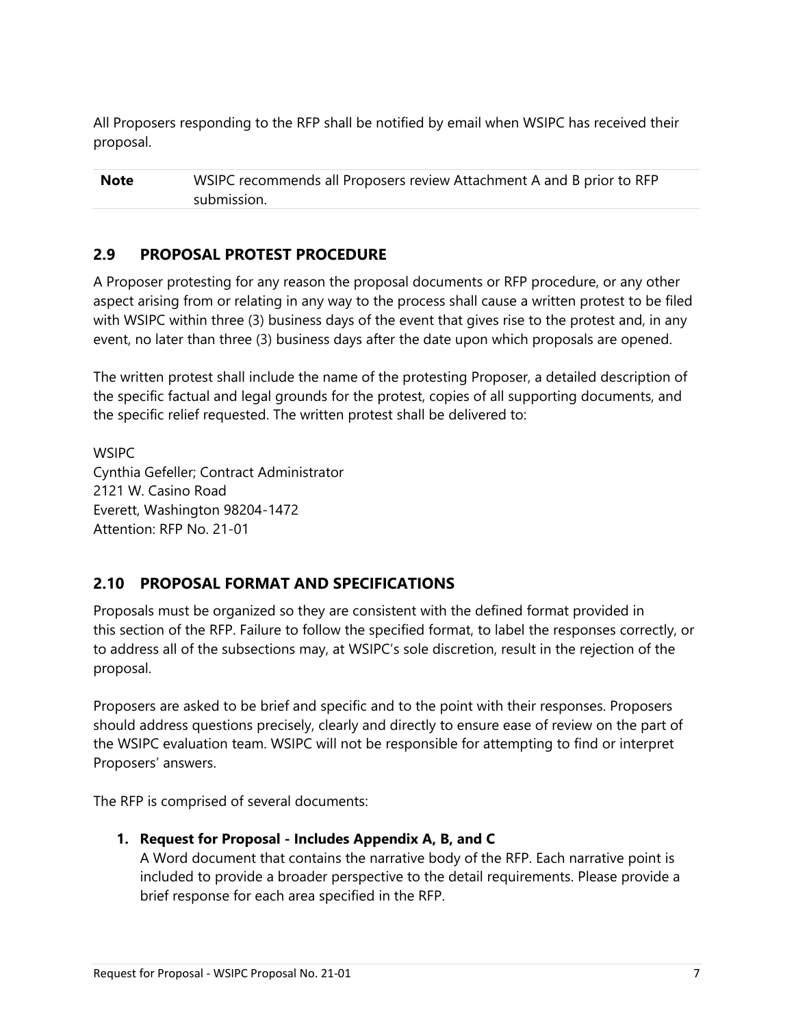All Proposers responding to the RFP shall be notified by email when WSIPC has received their proposal.

| **Note** | WSIPC recommends all Proposers review Attachment A and B prior to RFP submission. |
|---|---|

## 2.9 PROPOSAL PROTEST PROCEDURE

A Proposer protesting for any reason the proposal documents or RFP procedure, or any other aspect arising from or relating in any way to the process shall cause a written protest to be filed with WSIPC within three (3) business days of the event that gives rise to the protest and, in any event, no later than three (3) business days after the date upon which proposals are opened.

The written protest shall include the name of the protesting Proposer, a detailed description of the specific factual and legal grounds for the protest, copies of all supporting documents, and the specific relief requested. The written protest shall be delivered to:

WSIPC
Cynthia Gefeller; Contract Administrator
2121 W. Casino Road
Everett, Washington 98204-1472
Attention: RFP No. 21-01

## 2.10 PROPOSAL FORMAT AND SPECIFICATIONS

Proposals must be organized so they are consistent with the defined format provided in this section of the RFP. Failure to follow the specified format, to label the responses correctly, or to address all of the subsections may, at WSIPC's sole discretion, result in the rejection of the proposal.

Proposers are asked to be brief and specific and to the point with their responses. Proposers should address questions precisely, clearly and directly to ensure ease of review on the part of the WSIPC evaluation team. WSIPC will not be responsible for attempting to find or interpret Proposers' answers.

The RFP is comprised of several documents:

1. **Request for Proposal - Includes Appendix A, B, and C**
   A Word document that contains the narrative body of the RFP. Each narrative point is included to provide a broader perspective to the detail requirements. Please provide a brief response for each area specified in the RFP.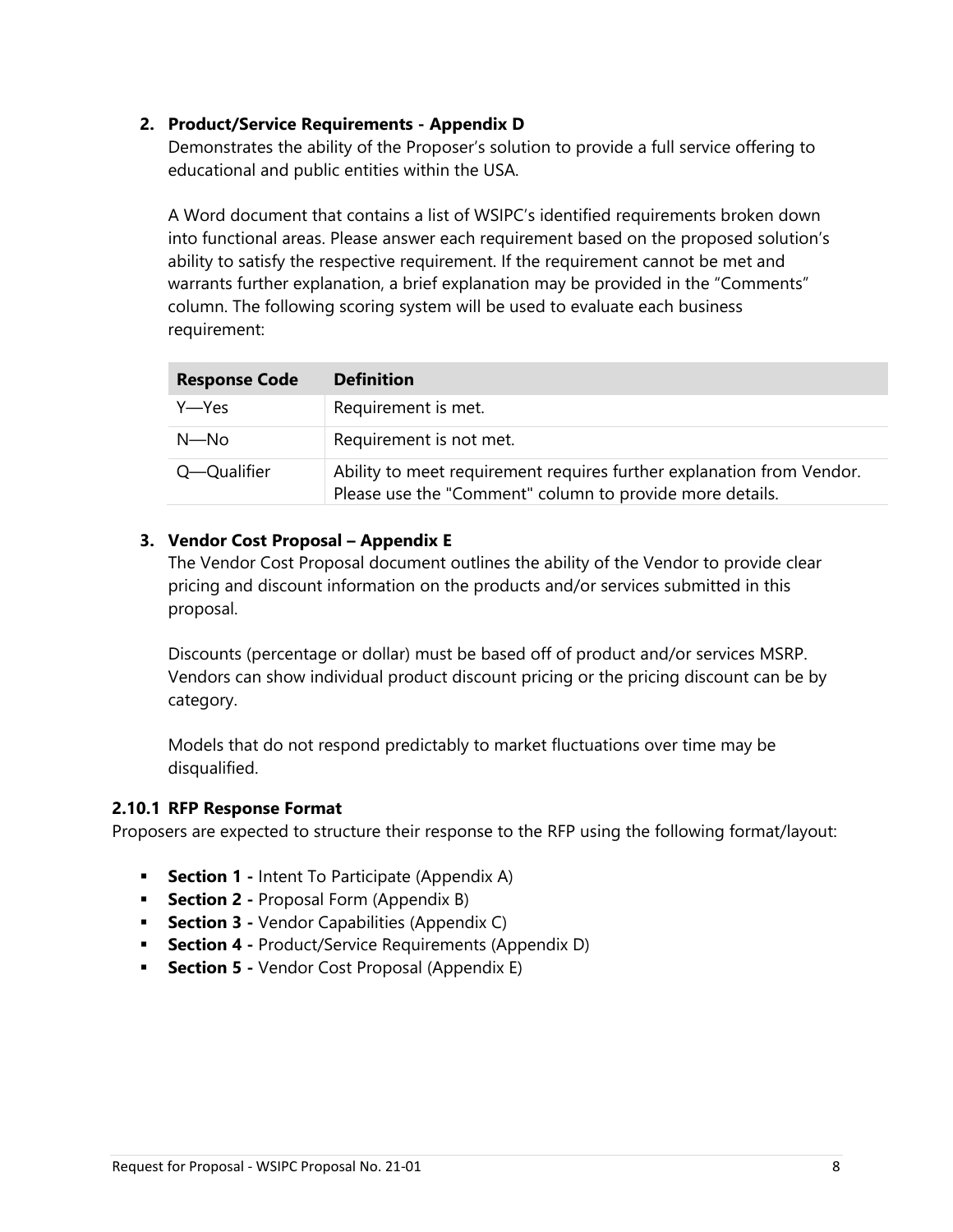2. **Product/Service Requirements - Appendix D**
   Demonstrates the ability of the Proposer's solution to provide a full service offering to educational and public entities within the USA.

   A Word document that contains a list of WSIPC's identified requirements broken down into functional areas. Please answer each requirement based on the proposed solution's ability to satisfy the respective requirement. If the requirement cannot be met and warrants further explanation, a brief explanation may be provided in the "Comments" column. The following scoring system will be used to evaluate each business requirement:

   | Response Code | Definition |
   | --- | --- |
   | Y—Yes | Requirement is met. |
   | N—No | Requirement is not met. |
   | Q—Qualifier | Ability to meet requirement requires further explanation from Vendor. Please use the "Comment" column to provide more details. |

3. **Vendor Cost Proposal – Appendix E**
   The Vendor Cost Proposal document outlines the ability of the Vendor to provide clear pricing and discount information on the products and/or services submitted in this proposal.

   Discounts (percentage or dollar) must be based off of product and/or services MSRP. Vendors can show individual product discount pricing or the pricing discount can be by category.

   Models that do not respond predictably to market fluctuations over time may be disqualified.

### 2.10.1 RFP Response Format

Proposers are expected to structure their response to the RFP using the following format/layout:

- **Section 1 -** Intent To Participate (Appendix A)
- **Section 2 -** Proposal Form (Appendix B)
- **Section 3 -** Vendor Capabilities (Appendix C)
- **Section 4 -** Product/Service Requirements (Appendix D)
- **Section 5 -** Vendor Cost Proposal (Appendix E)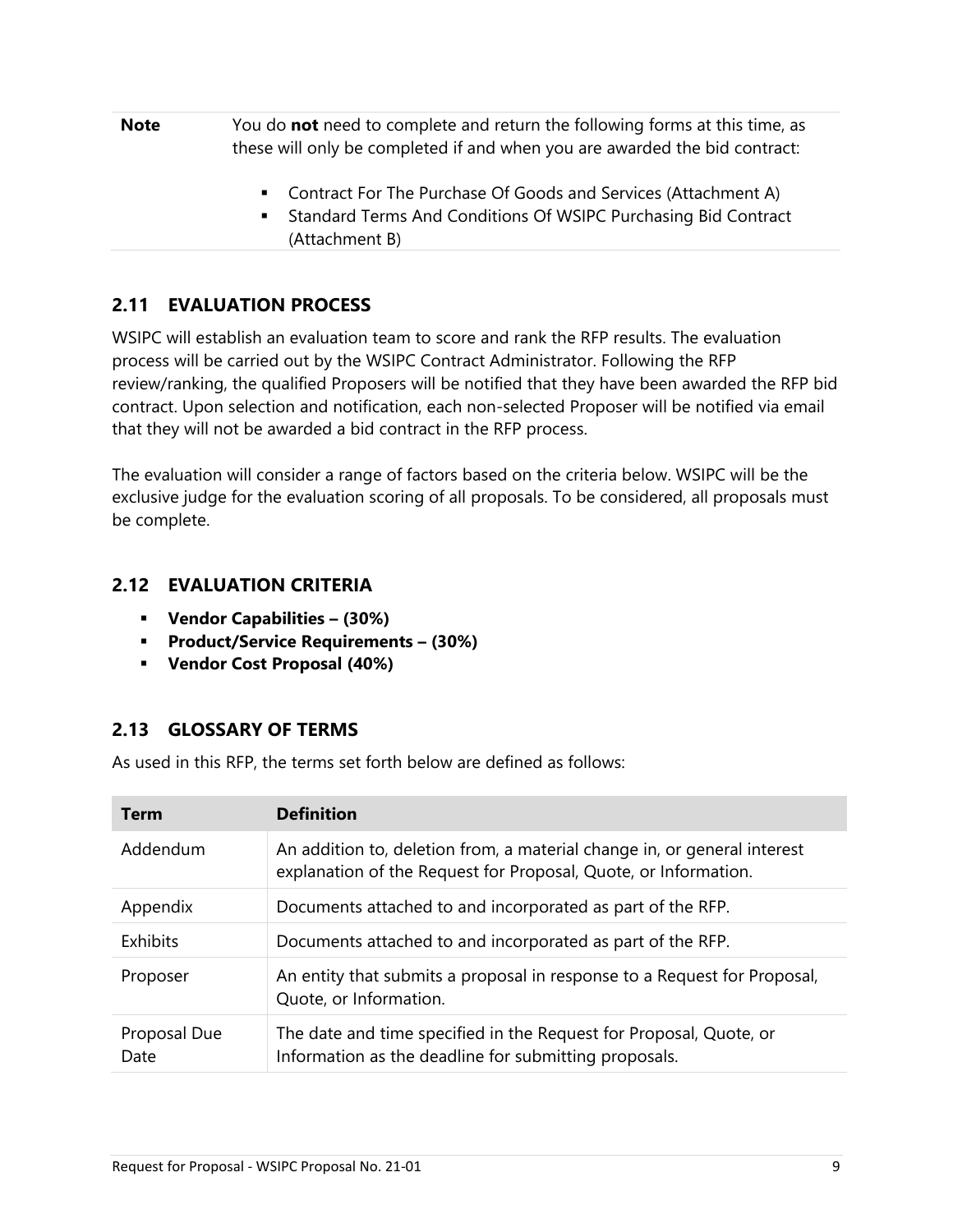| **Note** | You do **not** need to complete and return the following forms at this time, as these will only be completed if and when you are awarded the bid contract:<br><br>▪ Contract For The Purchase Of Goods and Services (Attachment A)<br>▪ Standard Terms And Conditions Of WSIPC Purchasing Bid Contract (Attachment B) |
|---|---|

## 2.11 EVALUATION PROCESS

WSIPC will establish an evaluation team to score and rank the RFP results. The evaluation process will be carried out by the WSIPC Contract Administrator. Following the RFP review/ranking, the qualified Proposers will be notified that they have been awarded the RFP bid contract. Upon selection and notification, each non-selected Proposer will be notified via email that they will not be awarded a bid contract in the RFP process.

The evaluation will consider a range of factors based on the criteria below. WSIPC will be the exclusive judge for the evaluation scoring of all proposals. To be considered, all proposals must be complete.

## 2.12 EVALUATION CRITERIA

- **Vendor Capabilities – (30%)**
- **Product/Service Requirements – (30%)**
- **Vendor Cost Proposal (40%)**

## 2.13 GLOSSARY OF TERMS

As used in this RFP, the terms set forth below are defined as follows:

| Term | Definition |
|---|---|
| Addendum | An addition to, deletion from, a material change in, or general interest explanation of the Request for Proposal, Quote, or Information. |
| Appendix | Documents attached to and incorporated as part of the RFP. |
| Exhibits | Documents attached to and incorporated as part of the RFP. |
| Proposer | An entity that submits a proposal in response to a Request for Proposal, Quote, or Information. |
| Proposal Due Date | The date and time specified in the Request for Proposal, Quote, or Information as the deadline for submitting proposals. |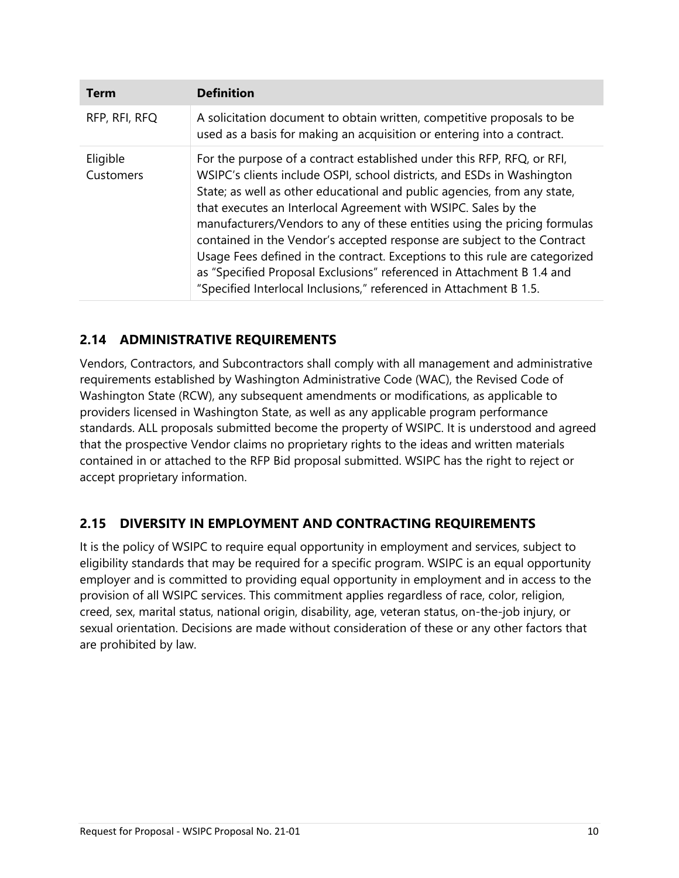| Term | Definition |
|---|---|
| RFP, RFI, RFQ | A solicitation document to obtain written, competitive proposals to be used as a basis for making an acquisition or entering into a contract. |
| Eligible Customers | For the purpose of a contract established under this RFP, RFQ, or RFI, WSIPC's clients include OSPI, school districts, and ESDs in Washington State; as well as other educational and public agencies, from any state, that executes an Interlocal Agreement with WSIPC. Sales by the manufacturers/Vendors to any of these entities using the pricing formulas contained in the Vendor's accepted response are subject to the Contract Usage Fees defined in the contract. Exceptions to this rule are categorized as "Specified Proposal Exclusions" referenced in Attachment B 1.4 and "Specified Interlocal Inclusions," referenced in Attachment B 1.5. |

## 2.14 ADMINISTRATIVE REQUIREMENTS

Vendors, Contractors, and Subcontractors shall comply with all management and administrative requirements established by Washington Administrative Code (WAC), the Revised Code of Washington State (RCW), any subsequent amendments or modifications, as applicable to providers licensed in Washington State, as well as any applicable program performance standards. ALL proposals submitted become the property of WSIPC. It is understood and agreed that the prospective Vendor claims no proprietary rights to the ideas and written materials contained in or attached to the RFP Bid proposal submitted. WSIPC has the right to reject or accept proprietary information.

## 2.15 DIVERSITY IN EMPLOYMENT AND CONTRACTING REQUIREMENTS

It is the policy of WSIPC to require equal opportunity in employment and services, subject to eligibility standards that may be required for a specific program. WSIPC is an equal opportunity employer and is committed to providing equal opportunity in employment and in access to the provision of all WSIPC services. This commitment applies regardless of race, color, religion, creed, sex, marital status, national origin, disability, age, veteran status, on-the-job injury, or sexual orientation. Decisions are made without consideration of these or any other factors that are prohibited by law.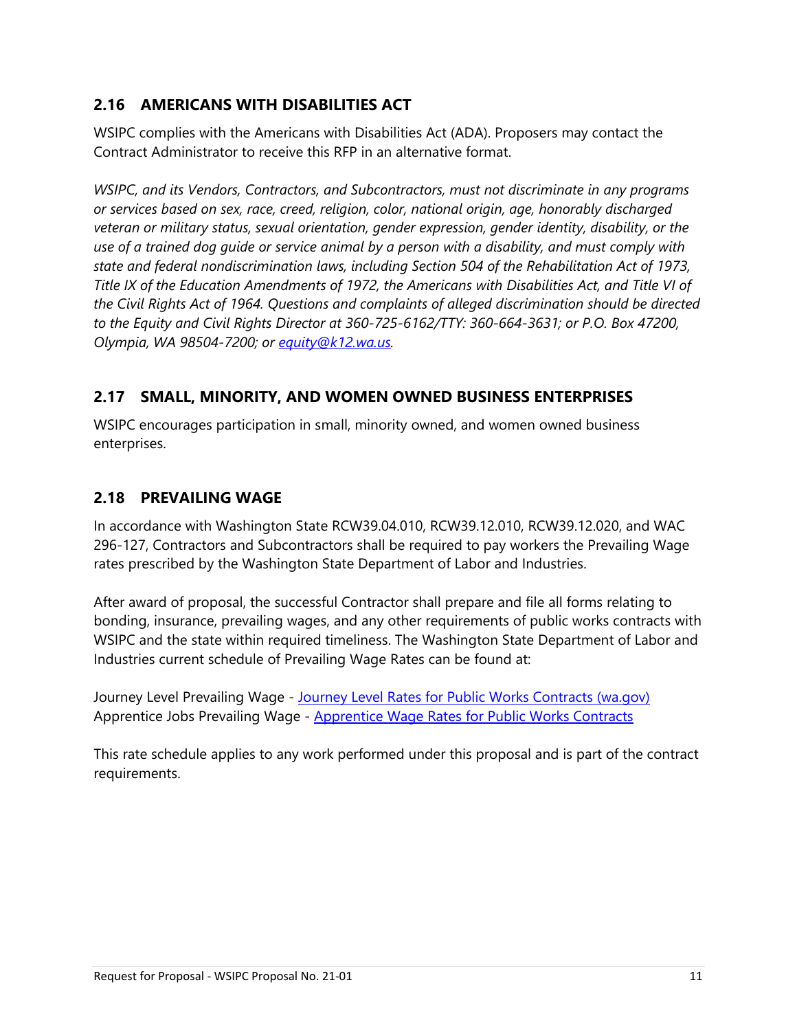## 2.16 AMERICANS WITH DISABILITIES ACT

WSIPC complies with the Americans with Disabilities Act (ADA). Proposers may contact the Contract Administrator to receive this RFP in an alternative format.

*WSIPC, and its Vendors, Contractors, and Subcontractors, must not discriminate in any programs or services based on sex, race, creed, religion, color, national origin, age, honorably discharged veteran or military status, sexual orientation, gender expression, gender identity, disability, or the use of a trained dog guide or service animal by a person with a disability, and must comply with state and federal nondiscrimination laws, including Section 504 of the Rehabilitation Act of 1973, Title IX of the Education Amendments of 1972, the Americans with Disabilities Act, and Title VI of the Civil Rights Act of 1964. Questions and complaints of alleged discrimination should be directed to the Equity and Civil Rights Director at 360-725-6162/TTY: 360-664-3631; or P.O. Box 47200, Olympia, WA 98504-7200; or [equity@k12.wa.us](mailto:equity@k12.wa.us).*

## 2.17 SMALL, MINORITY, AND WOMEN OWNED BUSINESS ENTERPRISES

WSIPC encourages participation in small, minority owned, and women owned business enterprises.

## 2.18 PREVAILING WAGE

In accordance with Washington State RCW39.04.010, RCW39.12.010, RCW39.12.020, and WAC 296-127, Contractors and Subcontractors shall be required to pay workers the Prevailing Wage rates prescribed by the Washington State Department of Labor and Industries.

After award of proposal, the successful Contractor shall prepare and file all forms relating to bonding, insurance, prevailing wages, and any other requirements of public works contracts with WSIPC and the state within required timeliness. The Washington State Department of Labor and Industries current schedule of Prevailing Wage Rates can be found at:

Journey Level Prevailing Wage - Journey Level Rates for Public Works Contracts (wa.gov)
Apprentice Jobs Prevailing Wage - Apprentice Wage Rates for Public Works Contracts

This rate schedule applies to any work performed under this proposal and is part of the contract requirements.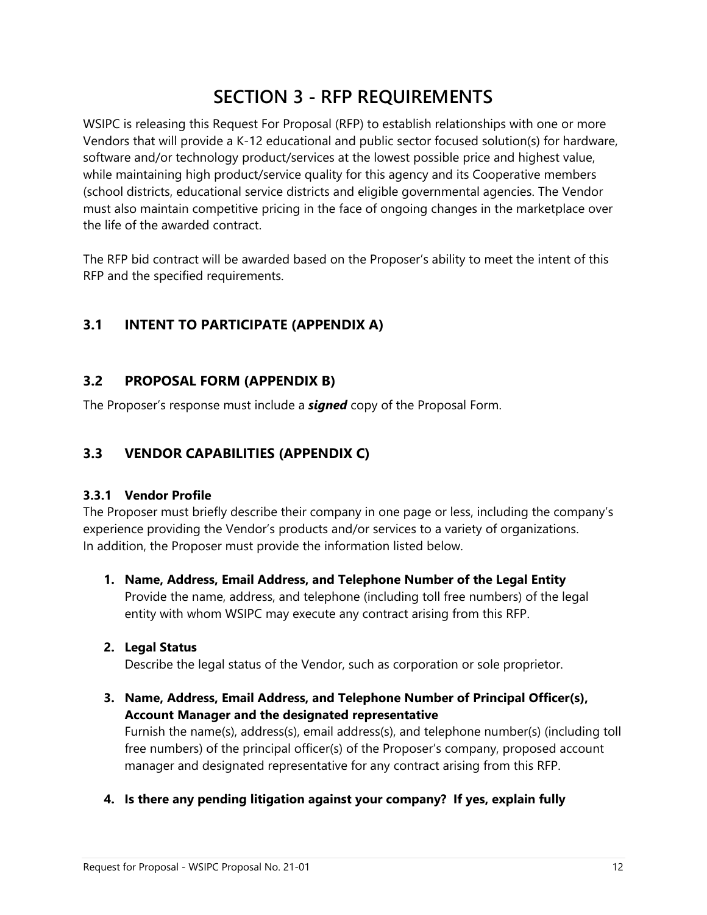# SECTION 3 - RFP REQUIREMENTS

WSIPC is releasing this Request For Proposal (RFP) to establish relationships with one or more Vendors that will provide a K-12 educational and public sector focused solution(s) for hardware, software and/or technology product/services at the lowest possible price and highest value, while maintaining high product/service quality for this agency and its Cooperative members (school districts, educational service districts and eligible governmental agencies. The Vendor must also maintain competitive pricing in the face of ongoing changes in the marketplace over the life of the awarded contract.

The RFP bid contract will be awarded based on the Proposer's ability to meet the intent of this RFP and the specified requirements.

## 3.1 INTENT TO PARTICIPATE (APPENDIX A)

## 3.2 PROPOSAL FORM (APPENDIX B)

The Proposer's response must include a ***signed*** copy of the Proposal Form.

## 3.3 VENDOR CAPABILITIES (APPENDIX C)

### 3.3.1 Vendor Profile

The Proposer must briefly describe their company in one page or less, including the company's experience providing the Vendor's products and/or services to a variety of organizations.
In addition, the Proposer must provide the information listed below.

1. **Name, Address, Email Address, and Telephone Number of the Legal Entity**
   Provide the name, address, and telephone (including toll free numbers) of the legal entity with whom WSIPC may execute any contract arising from this RFP.

2. **Legal Status**
   Describe the legal status of the Vendor, such as corporation or sole proprietor.

3. **Name, Address, Email Address, and Telephone Number of Principal Officer(s), Account Manager and the designated representative**
   Furnish the name(s), address(s), email address(s), and telephone number(s) (including toll free numbers) of the principal officer(s) of the Proposer's company, proposed account manager and designated representative for any contract arising from this RFP.

4. **Is there any pending litigation against your company? If yes, explain fully**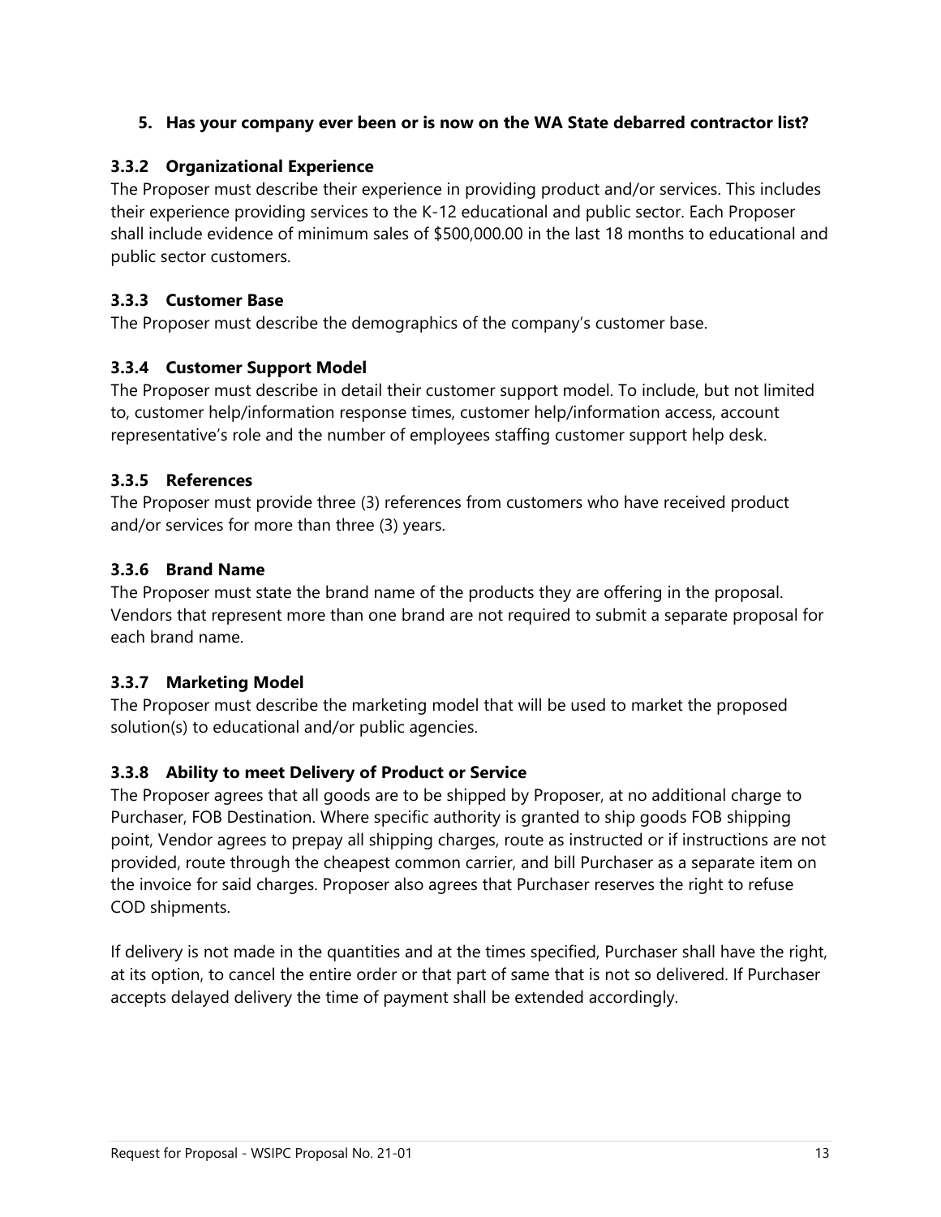5. **Has your company ever been or is now on the WA State debarred contractor list?**

### 3.3.2 Organizational Experience

The Proposer must describe their experience in providing product and/or services. This includes their experience providing services to the K-12 educational and public sector. Each Proposer shall include evidence of minimum sales of $500,000.00 in the last 18 months to educational and public sector customers.

### 3.3.3 Customer Base

The Proposer must describe the demographics of the company's customer base.

### 3.3.4 Customer Support Model

The Proposer must describe in detail their customer support model. To include, but not limited to, customer help/information response times, customer help/information access, account representative's role and the number of employees staffing customer support help desk.

### 3.3.5 References

The Proposer must provide three (3) references from customers who have received product and/or services for more than three (3) years.

### 3.3.6 Brand Name

The Proposer must state the brand name of the products they are offering in the proposal. Vendors that represent more than one brand are not required to submit a separate proposal for each brand name.

### 3.3.7 Marketing Model

The Proposer must describe the marketing model that will be used to market the proposed solution(s) to educational and/or public agencies.

### 3.3.8 Ability to meet Delivery of Product or Service

The Proposer agrees that all goods are to be shipped by Proposer, at no additional charge to Purchaser, FOB Destination. Where specific authority is granted to ship goods FOB shipping point, Vendor agrees to prepay all shipping charges, route as instructed or if instructions are not provided, route through the cheapest common carrier, and bill Purchaser as a separate item on the invoice for said charges. Proposer also agrees that Purchaser reserves the right to refuse COD shipments.

If delivery is not made in the quantities and at the times specified, Purchaser shall have the right, at its option, to cancel the entire order or that part of same that is not so delivered. If Purchaser accepts delayed delivery the time of payment shall be extended accordingly.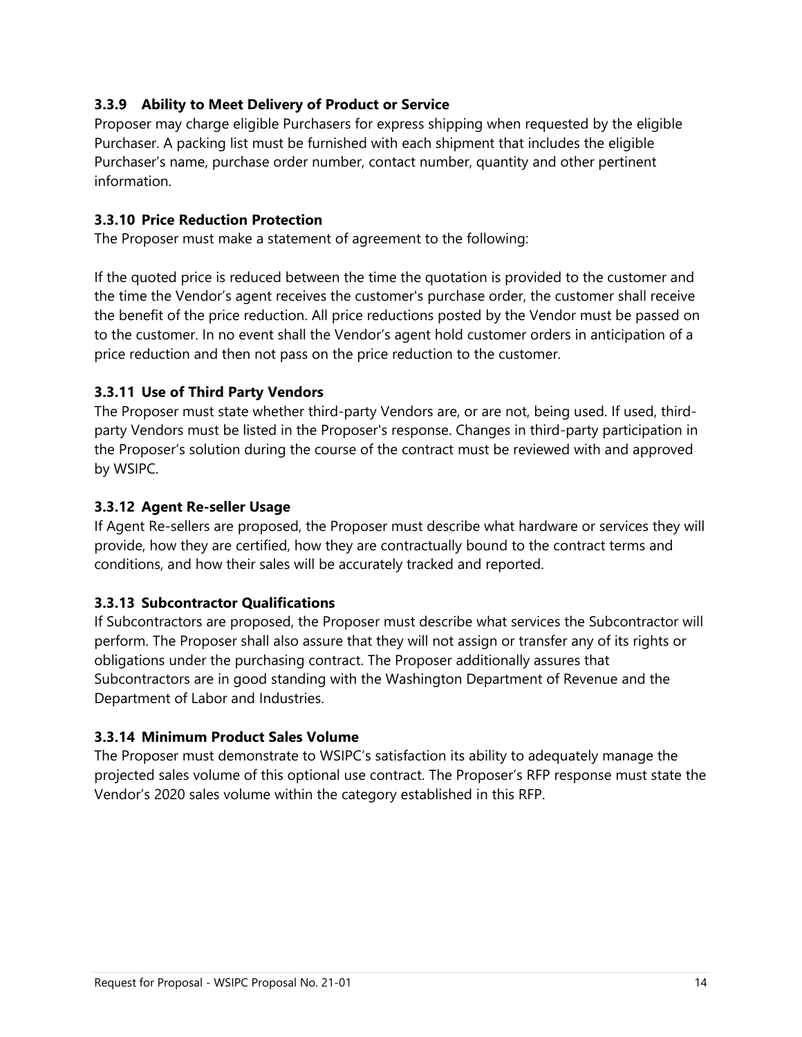### 3.3.9 Ability to Meet Delivery of Product or Service

Proposer may charge eligible Purchasers for express shipping when requested by the eligible Purchaser. A packing list must be furnished with each shipment that includes the eligible Purchaser's name, purchase order number, contact number, quantity and other pertinent information.

### 3.3.10 Price Reduction Protection

The Proposer must make a statement of agreement to the following:

If the quoted price is reduced between the time the quotation is provided to the customer and the time the Vendor's agent receives the customer's purchase order, the customer shall receive the benefit of the price reduction. All price reductions posted by the Vendor must be passed on to the customer. In no event shall the Vendor's agent hold customer orders in anticipation of a price reduction and then not pass on the price reduction to the customer.

### 3.3.11 Use of Third Party Vendors

The Proposer must state whether third-party Vendors are, or are not, being used. If used, third-party Vendors must be listed in the Proposer's response. Changes in third-party participation in the Proposer's solution during the course of the contract must be reviewed with and approved by WSIPC.

### 3.3.12 Agent Re-seller Usage

If Agent Re-sellers are proposed, the Proposer must describe what hardware or services they will provide, how they are certified, how they are contractually bound to the contract terms and conditions, and how their sales will be accurately tracked and reported.

### 3.3.13 Subcontractor Qualifications

If Subcontractors are proposed, the Proposer must describe what services the Subcontractor will perform. The Proposer shall also assure that they will not assign or transfer any of its rights or obligations under the purchasing contract. The Proposer additionally assures that Subcontractors are in good standing with the Washington Department of Revenue and the Department of Labor and Industries.

### 3.3.14 Minimum Product Sales Volume

The Proposer must demonstrate to WSIPC's satisfaction its ability to adequately manage the projected sales volume of this optional use contract. The Proposer's RFP response must state the Vendor's 2020 sales volume within the category established in this RFP.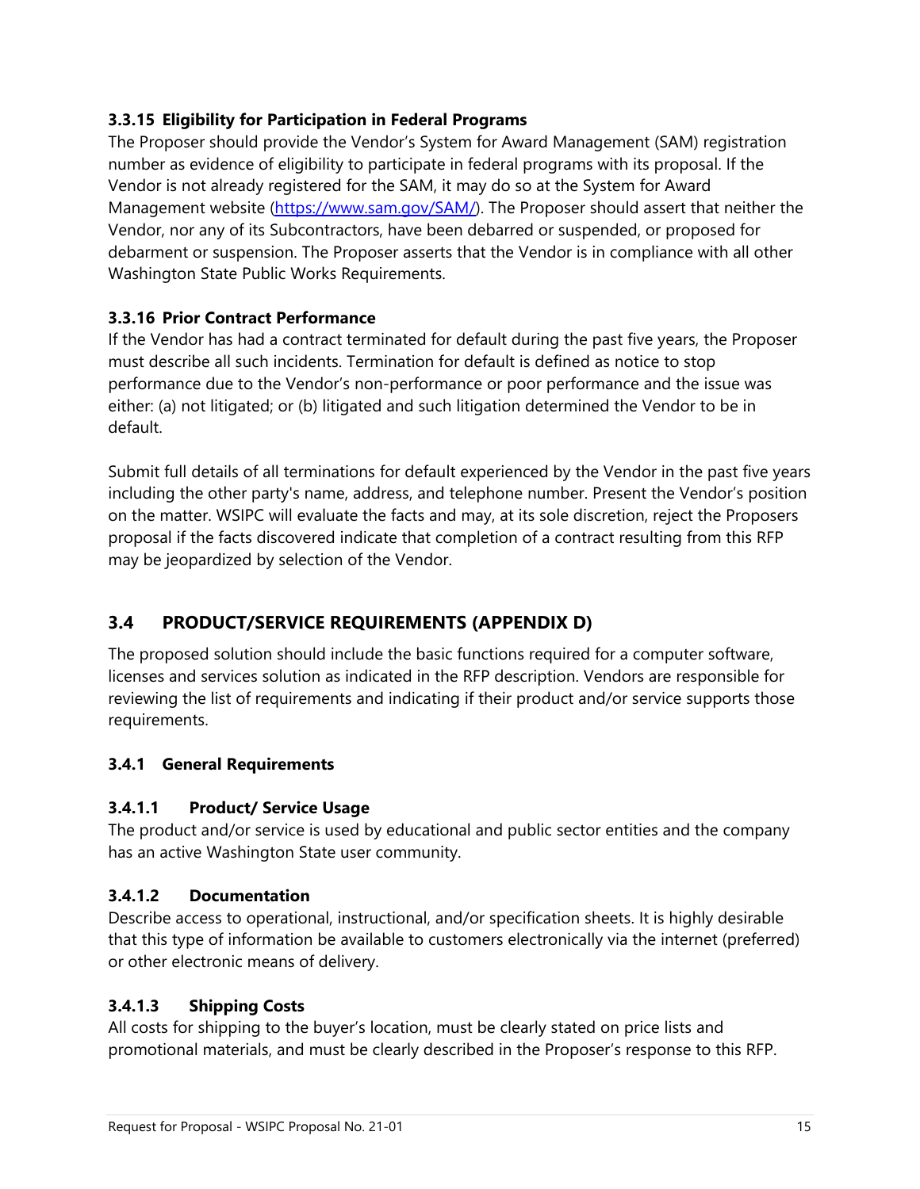### 3.3.15 Eligibility for Participation in Federal Programs

The Proposer should provide the Vendor's System for Award Management (SAM) registration number as evidence of eligibility to participate in federal programs with its proposal. If the Vendor is not already registered for the SAM, it may do so at the System for Award Management website ([https://www.sam.gov/SAM/](https://www.sam.gov/SAM/)). The Proposer should assert that neither the Vendor, nor any of its Subcontractors, have been debarred or suspended, or proposed for debarment or suspension. The Proposer asserts that the Vendor is in compliance with all other Washington State Public Works Requirements.

### 3.3.16 Prior Contract Performance

If the Vendor has had a contract terminated for default during the past five years, the Proposer must describe all such incidents. Termination for default is defined as notice to stop performance due to the Vendor's non-performance or poor performance and the issue was either: (a) not litigated; or (b) litigated and such litigation determined the Vendor to be in default.

Submit full details of all terminations for default experienced by the Vendor in the past five years including the other party's name, address, and telephone number. Present the Vendor's position on the matter. WSIPC will evaluate the facts and may, at its sole discretion, reject the Proposers proposal if the facts discovered indicate that completion of a contract resulting from this RFP may be jeopardized by selection of the Vendor.

## 3.4 PRODUCT/SERVICE REQUIREMENTS (APPENDIX D)

The proposed solution should include the basic functions required for a computer software, licenses and services solution as indicated in the RFP description. Vendors are responsible for reviewing the list of requirements and indicating if their product and/or service supports those requirements.

### 3.4.1 General Requirements

#### 3.4.1.1 Product/ Service Usage

The product and/or service is used by educational and public sector entities and the company has an active Washington State user community.

#### 3.4.1.2 Documentation

Describe access to operational, instructional, and/or specification sheets. It is highly desirable that this type of information be available to customers electronically via the internet (preferred) or other electronic means of delivery.

#### 3.4.1.3 Shipping Costs

All costs for shipping to the buyer's location, must be clearly stated on price lists and promotional materials, and must be clearly described in the Proposer's response to this RFP.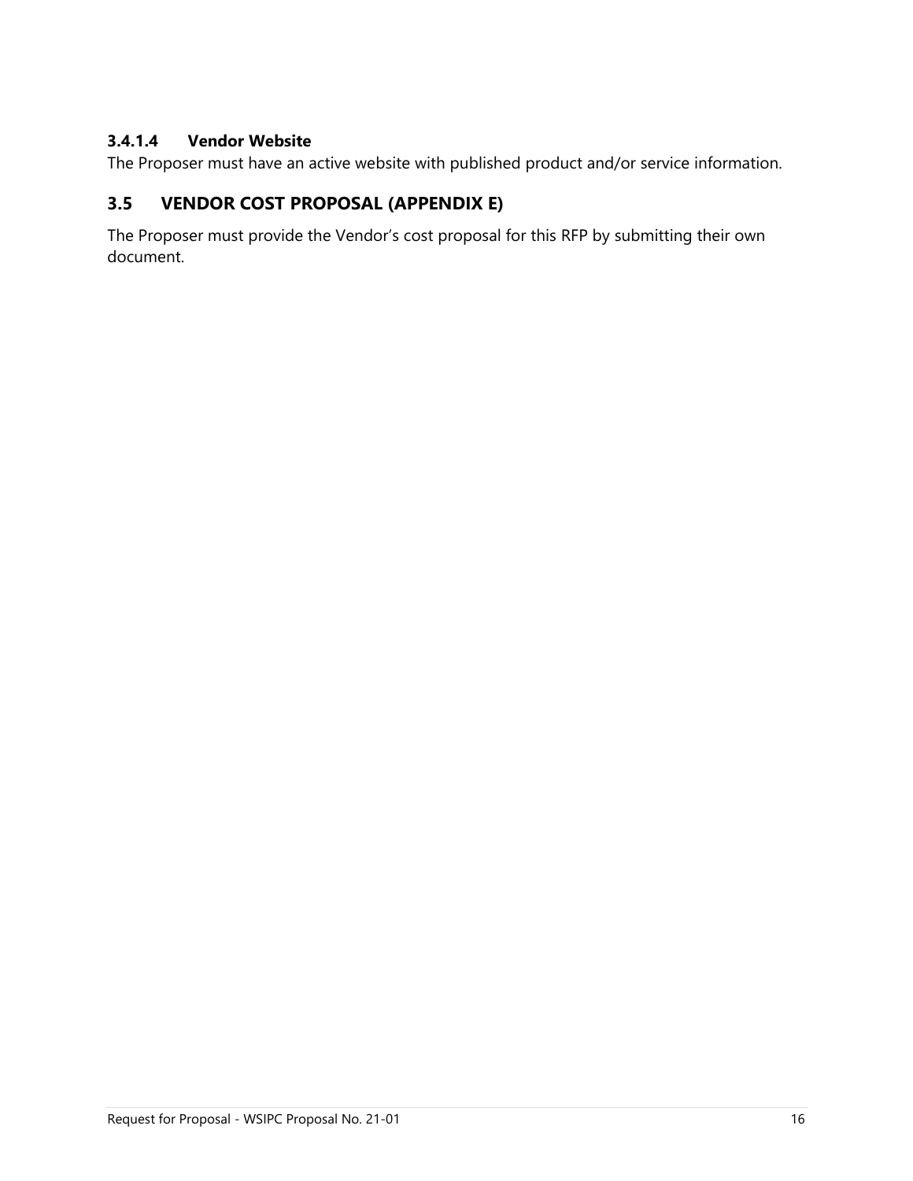#### 3.4.1.4 Vendor Website

The Proposer must have an active website with published product and/or service information.

### 3.5 VENDOR COST PROPOSAL (APPENDIX E)

The Proposer must provide the Vendor's cost proposal for this RFP by submitting their own document.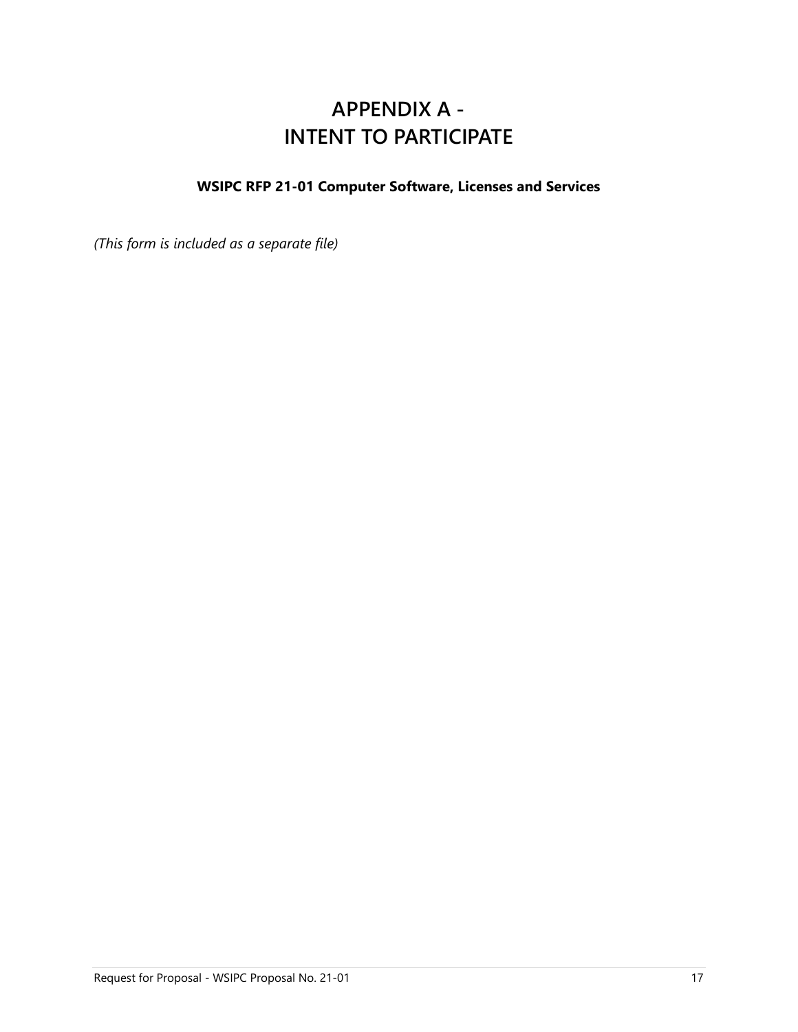# APPENDIX A - INTENT TO PARTICIPATE

**WSIPC RFP 21-01 Computer Software, Licenses and Services**

*(This form is included as a separate file)*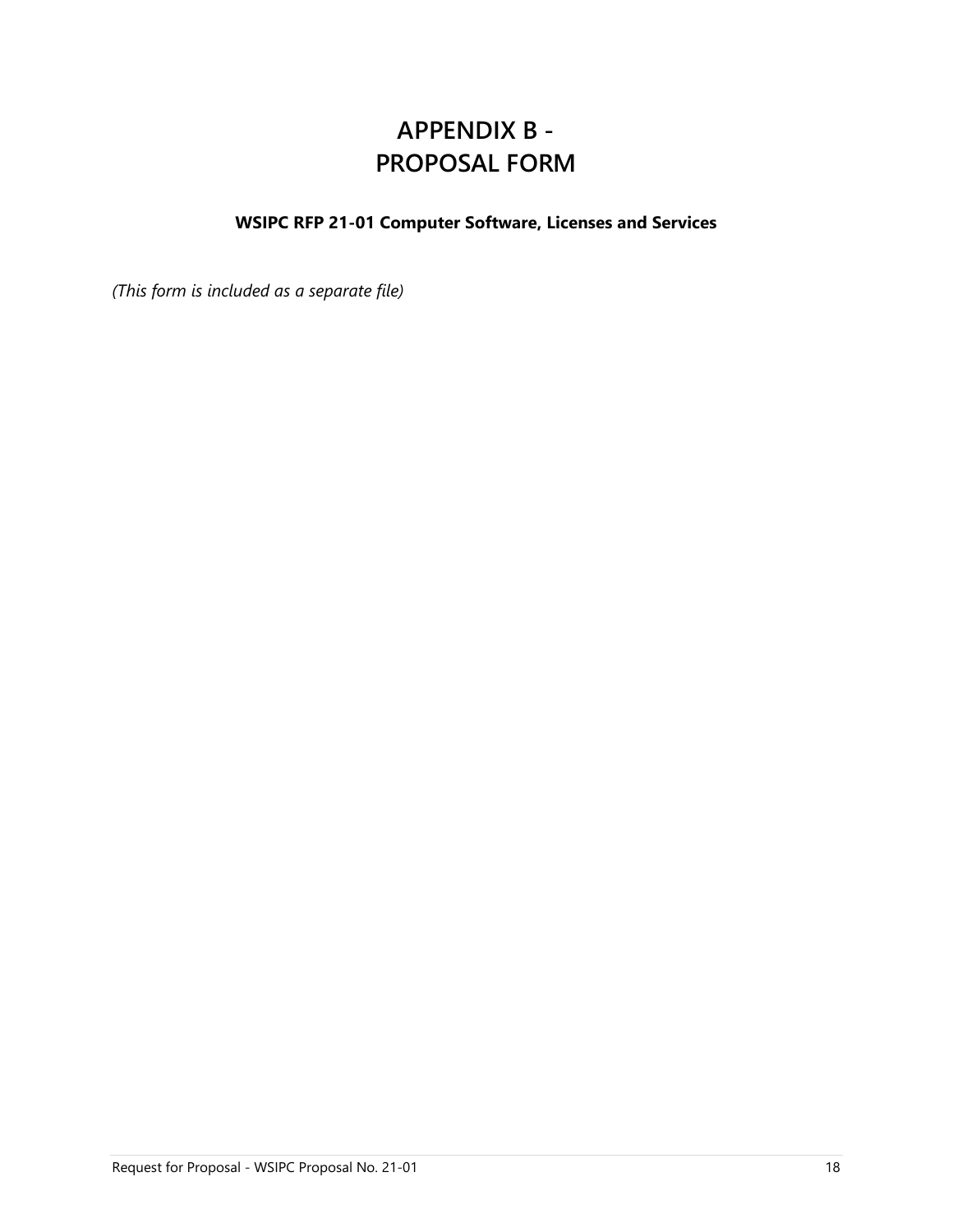# APPENDIX B - PROPOSAL FORM

### WSIPC RFP 21-01 Computer Software, Licenses and Services

*(This form is included as a separate file)*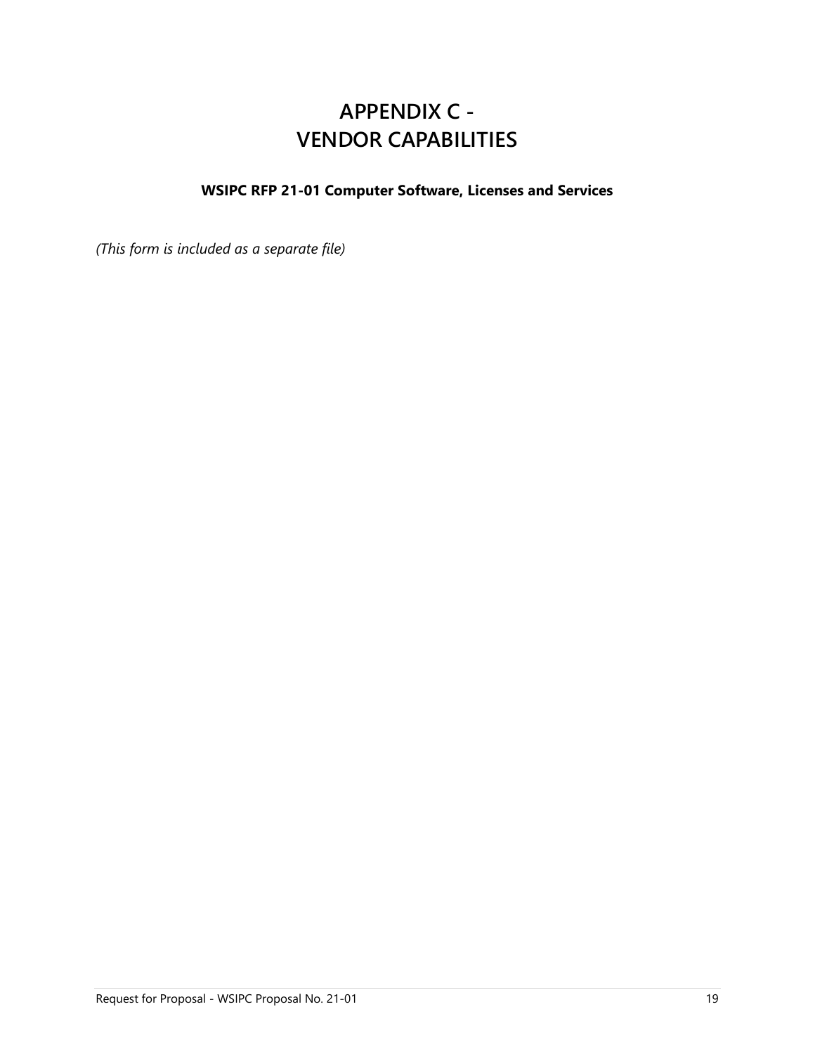# APPENDIX C - VENDOR CAPABILITIES

**WSIPC RFP 21-01 Computer Software, Licenses and Services**

*(This form is included as a separate file)*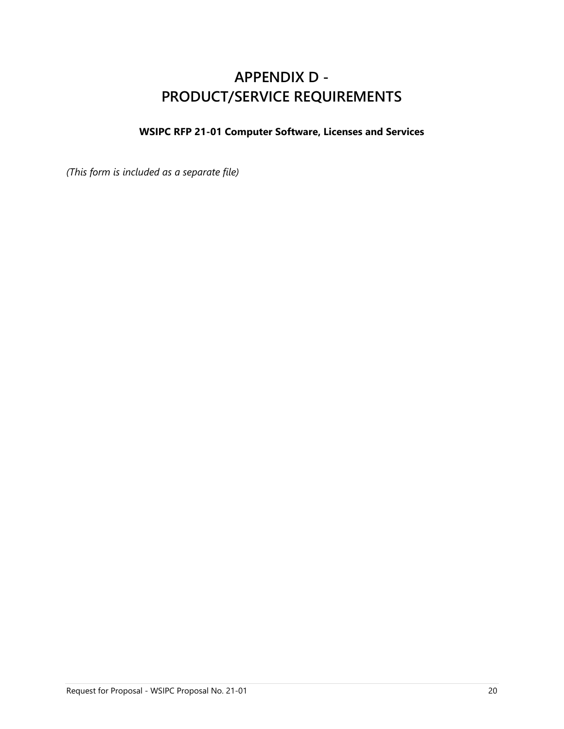# APPENDIX D - PRODUCT/SERVICE REQUIREMENTS

**WSIPC RFP 21-01 Computer Software, Licenses and Services**

*(This form is included as a separate file)*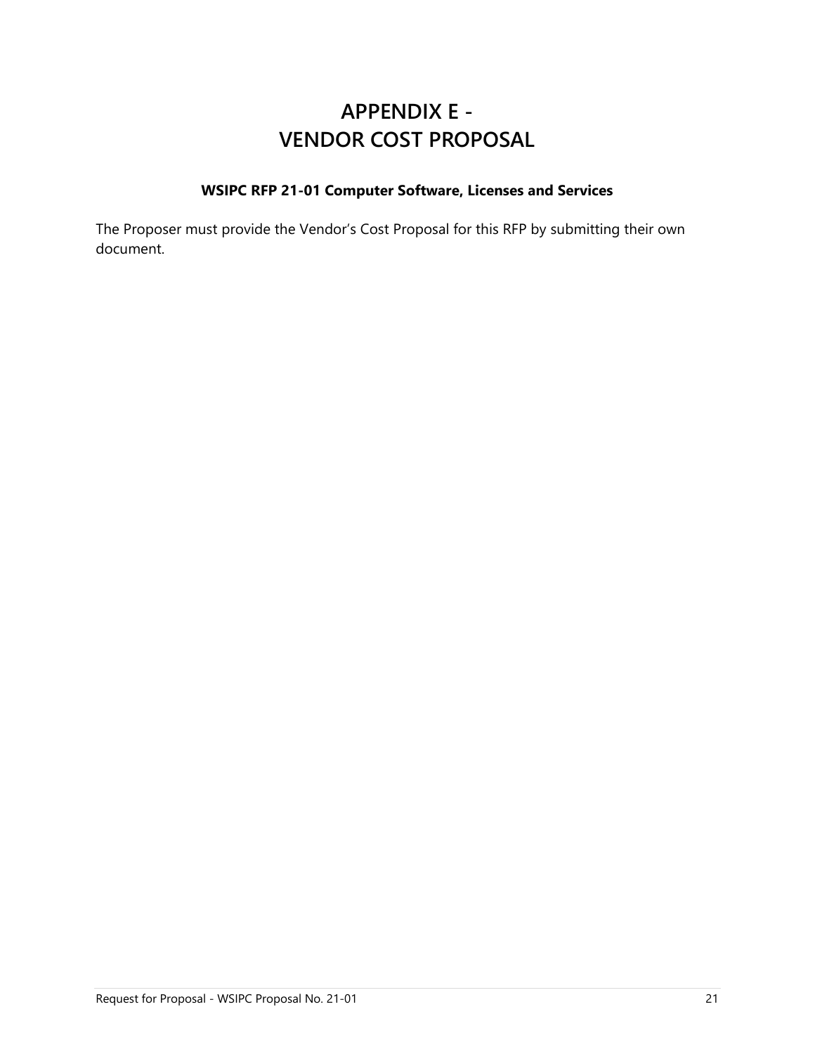# APPENDIX E - VENDOR COST PROPOSAL

**WSIPC RFP 21-01 Computer Software, Licenses and Services**

The Proposer must provide the Vendor's Cost Proposal for this RFP by submitting their own document.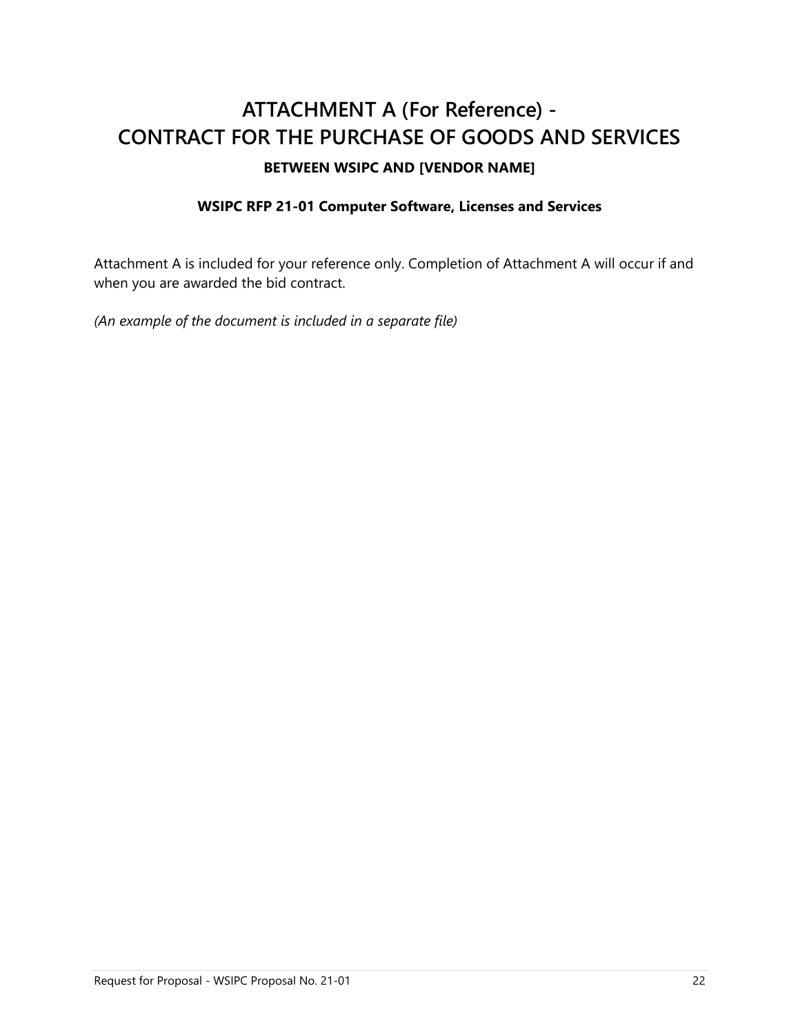# ATTACHMENT A (For Reference) - CONTRACT FOR THE PURCHASE OF GOODS AND SERVICES

**BETWEEN WSIPC AND [VENDOR NAME]**

**WSIPC RFP 21-01 Computer Software, Licenses and Services**

Attachment A is included for your reference only. Completion of Attachment A will occur if and when you are awarded the bid contract.

*(An example of the document is included in a separate file)*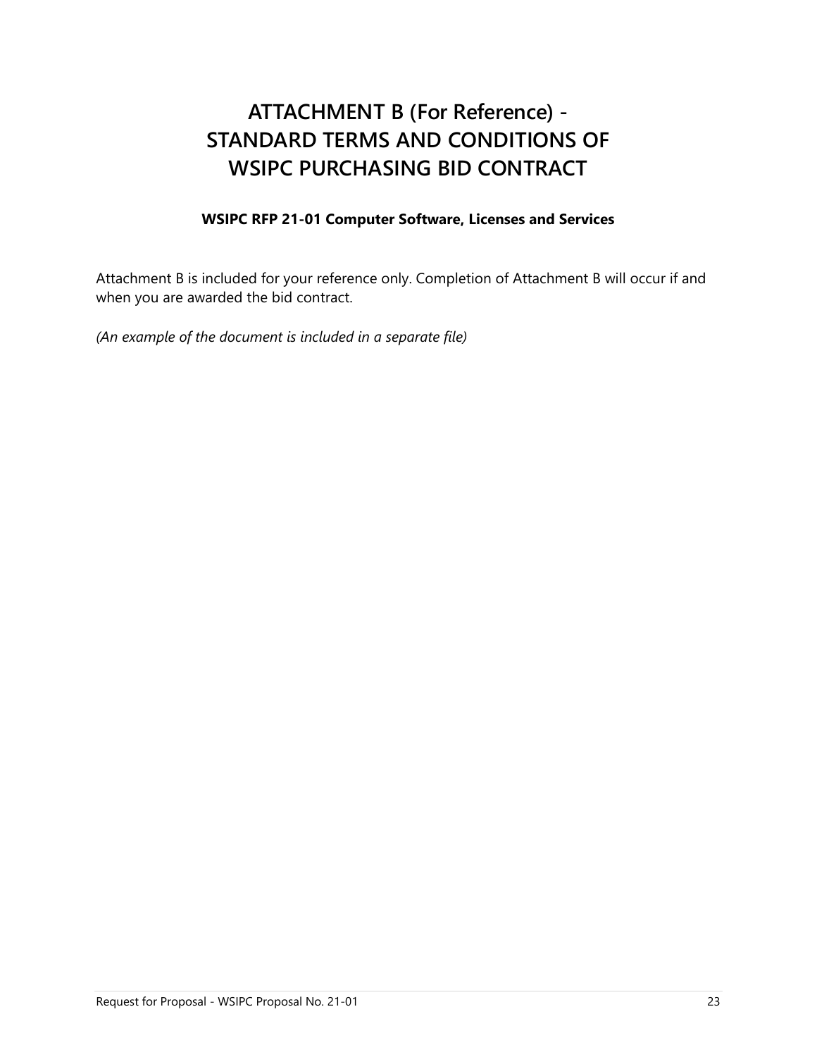# ATTACHMENT B (For Reference) - STANDARD TERMS AND CONDITIONS OF WSIPC PURCHASING BID CONTRACT

**WSIPC RFP 21-01 Computer Software, Licenses and Services**

Attachment B is included for your reference only. Completion of Attachment B will occur if and when you are awarded the bid contract.

*(An example of the document is included in a separate file)*